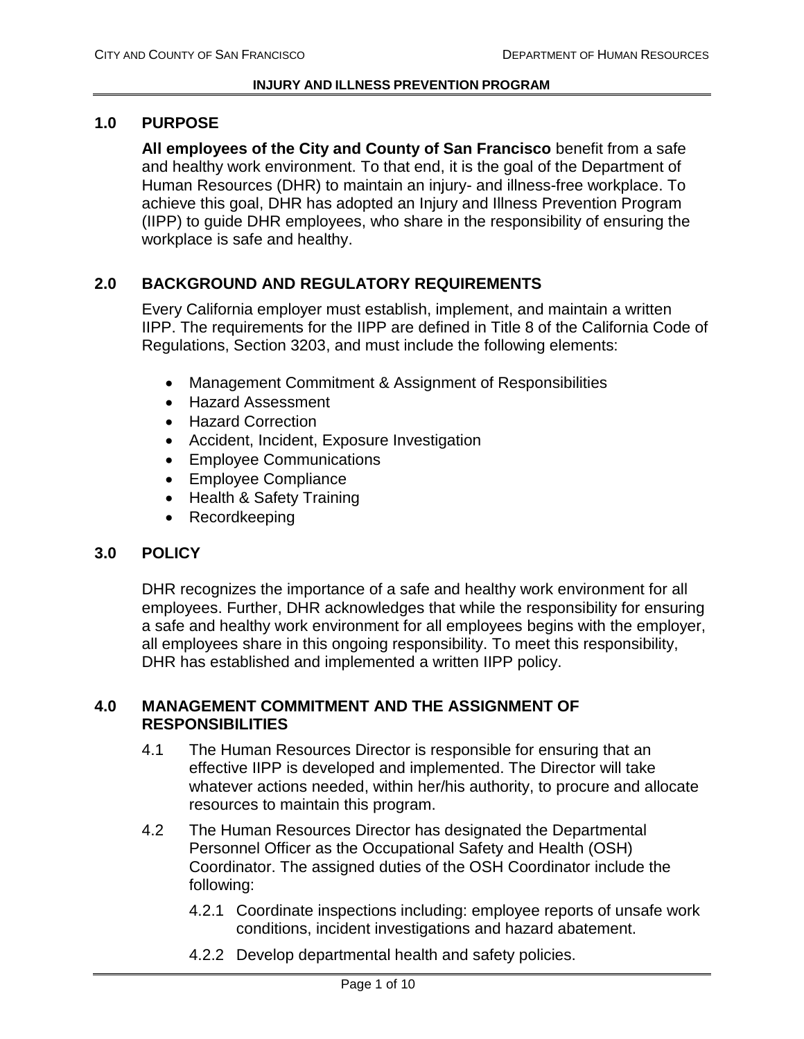# INJURY AND ILLNESS PREVENTION PROGRAM

## 1.0 PURPOSE

**All employees of the City and County of San Francisco** benefit from a safe and healthy work environment. To that end, it is the goal of the Department of Human Resources (DHR) to maintain an injury- and illness-free workplace. To achieve this goal, DHR has adopted an Injury and Illness Prevention Program (IIPP) to guide DHR employees, who share in the responsibility of ensuring the workplace is safe and healthy.

## 2.0 BACKGROUND AND REGULATORY REQUIREMENTS

Every California employer must establish, implement, and maintain a written IIPP. The requirements for the IIPP are defined in Title 8 of the California Code of Regulations, Section 3203, and must include the following elements:

- Management Commitment & Assignment of Responsibilities
- Hazard Assessment
- Hazard Correction
- Accident, Incident, Exposure Investigation
- Employee Communications
- Employee Compliance
- Health & Safety Training
- Recordkeeping

## 3.0 POLICY

DHR recognizes the importance of a safe and healthy work environment for all employees. Further, DHR acknowledges that while the responsibility for ensuring a safe and healthy work environment for all employees begins with the employer, all employees share in this ongoing responsibility. To meet this responsibility, DHR has established and implemented a written IIPP policy.

## 4.0 MANAGEMENT COMMITMENT AND THE ASSIGNMENT OF RESPONSIBILITIES

4.1 The Human Resources Director is responsible for ensuring that an effective IIPP is developed and implemented. The Director will take whatever actions needed, within her/his authority, to procure and allocate resources to maintain this program.

4.2 The Human Resources Director has designated the Departmental Personnel Officer as the Occupational Safety and Health (OSH) Coordinator. The assigned duties of the OSH Coordinator include the following:

4.2.1 Coordinate inspections including: employee reports of unsafe work conditions, incident investigations and hazard abatement.

4.2.2 Develop departmental health and safety policies.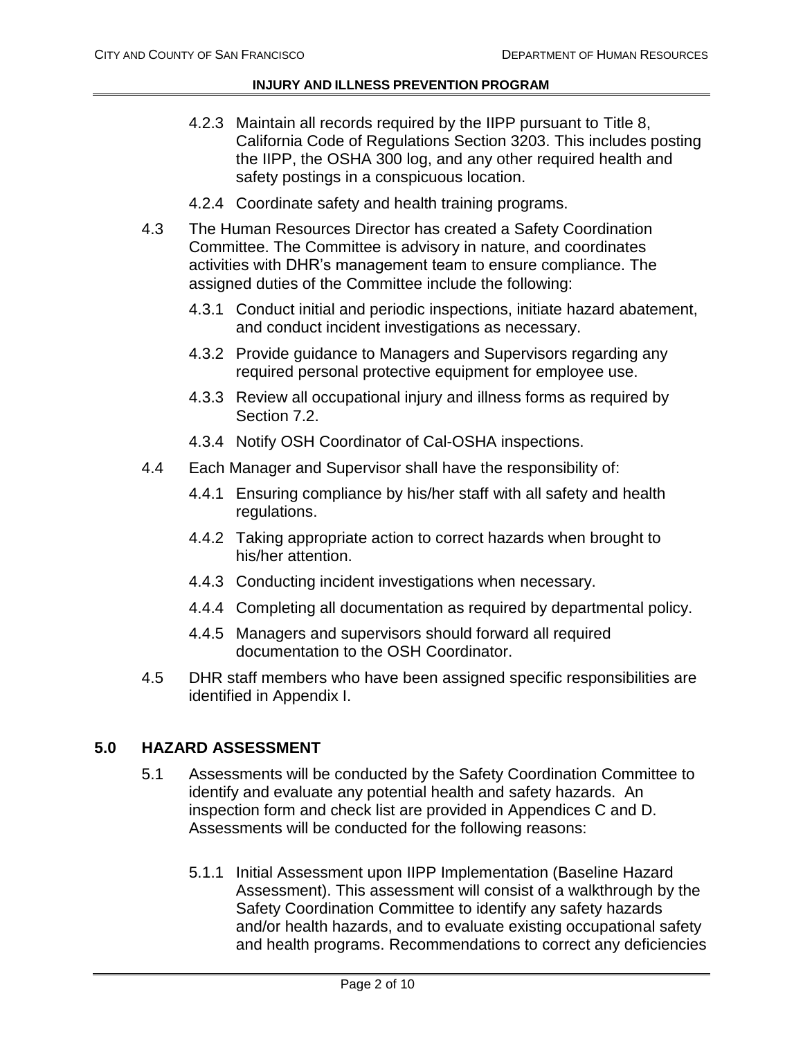4.2.3 Maintain all records required by the IIPP pursuant to Title 8, California Code of Regulations Section 3203. This includes posting the IIPP, the OSHA 300 log, and any other required health and safety postings in a conspicuous location.

4.2.4 Coordinate safety and health training programs.

4.3 The Human Resources Director has created a Safety Coordination Committee. The Committee is advisory in nature, and coordinates activities with DHR's management team to ensure compliance. The assigned duties of the Committee include the following:

4.3.1 Conduct initial and periodic inspections, initiate hazard abatement, and conduct incident investigations as necessary.

4.3.2 Provide guidance to Managers and Supervisors regarding any required personal protective equipment for employee use.

4.3.3 Review all occupational injury and illness forms as required by Section 7.2.

4.3.4 Notify OSH Coordinator of Cal-OSHA inspections.

4.4 Each Manager and Supervisor shall have the responsibility of:

4.4.1 Ensuring compliance by his/her staff with all safety and health regulations.

4.4.2 Taking appropriate action to correct hazards when brought to his/her attention.

4.4.3 Conducting incident investigations when necessary.

4.4.4 Completing all documentation as required by departmental policy.

4.4.5 Managers and supervisors should forward all required documentation to the OSH Coordinator.

4.5 DHR staff members who have been assigned specific responsibilities are identified in Appendix I.

## 5.0 HAZARD ASSESSMENT

5.1 Assessments will be conducted by the Safety Coordination Committee to identify and evaluate any potential health and safety hazards. An inspection form and check list are provided in Appendices C and D. Assessments will be conducted for the following reasons:

5.1.1 Initial Assessment upon IIPP Implementation (Baseline Hazard Assessment). This assessment will consist of a walkthrough by the Safety Coordination Committee to identify any safety hazards and/or health hazards, and to evaluate existing occupational safety and health programs. Recommendations to correct any deficiencies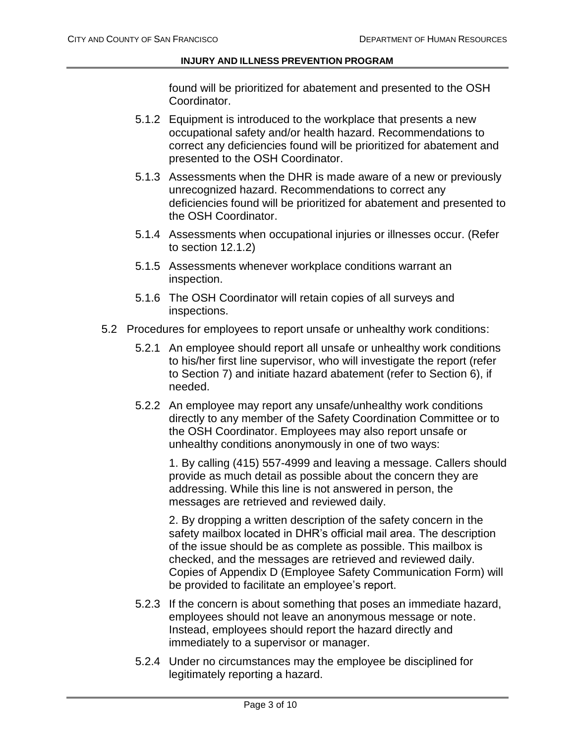found will be prioritized for abatement and presented to the OSH Coordinator.

- 5.1.2 Equipment is introduced to the workplace that presents a new occupational safety and/or health hazard. Recommendations to correct any deficiencies found will be prioritized for abatement and presented to the OSH Coordinator.
- 5.1.3 Assessments when the DHR is made aware of a new or previously unrecognized hazard. Recommendations to correct any deficiencies found will be prioritized for abatement and presented to the OSH Coordinator.
- 5.1.4 Assessments when occupational injuries or illnesses occur. (Refer to section 12.1.2)
- 5.1.5 Assessments whenever workplace conditions warrant an inspection.
- 5.1.6 The OSH Coordinator will retain copies of all surveys and inspections.

5.2 Procedures for employees to report unsafe or unhealthy work conditions:

- 5.2.1 An employee should report all unsafe or unhealthy work conditions to his/her first line supervisor, who will investigate the report (refer to Section 7) and initiate hazard abatement (refer to Section 6), if needed.
- 5.2.2 An employee may report any unsafe/unhealthy work conditions directly to any member of the Safety Coordination Committee or to the OSH Coordinator. Employees may also report unsafe or unhealthy conditions anonymously in one of two ways:

  1. By calling (415) 557-4999 and leaving a message. Callers should provide as much detail as possible about the concern they are addressing. While this line is not answered in person, the messages are retrieved and reviewed daily.

  2. By dropping a written description of the safety concern in the safety mailbox located in DHR's official mail area. The description of the issue should be as complete as possible. This mailbox is checked, and the messages are retrieved and reviewed daily. Copies of Appendix D (Employee Safety Communication Form) will be provided to facilitate an employee's report.

- 5.2.3 If the concern is about something that poses an immediate hazard, employees should not leave an anonymous message or note. Instead, employees should report the hazard directly and immediately to a supervisor or manager.
- 5.2.4 Under no circumstances may the employee be disciplined for legitimately reporting a hazard.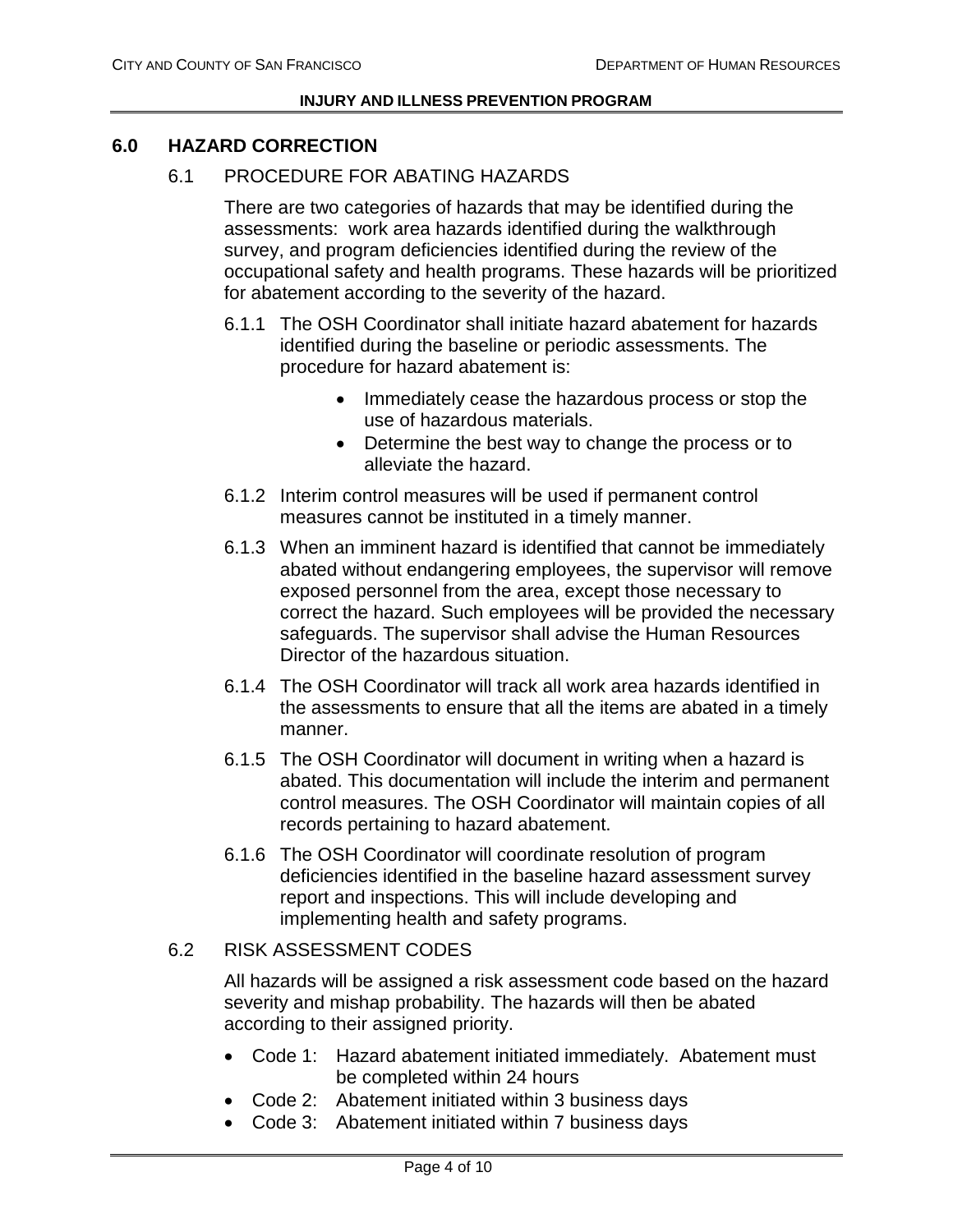## 6.0 HAZARD CORRECTION

### 6.1 PROCEDURE FOR ABATING HAZARDS

There are two categories of hazards that may be identified during the assessments: work area hazards identified during the walkthrough survey, and program deficiencies identified during the review of the occupational safety and health programs. These hazards will be prioritized for abatement according to the severity of the hazard.

6.1.1 The OSH Coordinator shall initiate hazard abatement for hazards identified during the baseline or periodic assessments. The procedure for hazard abatement is:

- Immediately cease the hazardous process or stop the use of hazardous materials.
- Determine the best way to change the process or to alleviate the hazard.

6.1.2 Interim control measures will be used if permanent control measures cannot be instituted in a timely manner.

6.1.3 When an imminent hazard is identified that cannot be immediately abated without endangering employees, the supervisor will remove exposed personnel from the area, except those necessary to correct the hazard. Such employees will be provided the necessary safeguards. The supervisor shall advise the Human Resources Director of the hazardous situation.

6.1.4 The OSH Coordinator will track all work area hazards identified in the assessments to ensure that all the items are abated in a timely manner.

6.1.5 The OSH Coordinator will document in writing when a hazard is abated. This documentation will include the interim and permanent control measures. The OSH Coordinator will maintain copies of all records pertaining to hazard abatement.

6.1.6 The OSH Coordinator will coordinate resolution of program deficiencies identified in the baseline hazard assessment survey report and inspections. This will include developing and implementing health and safety programs.

### 6.2 RISK ASSESSMENT CODES

All hazards will be assigned a risk assessment code based on the hazard severity and mishap probability. The hazards will then be abated according to their assigned priority.

- Code 1: Hazard abatement initiated immediately. Abatement must be completed within 24 hours
- Code 2: Abatement initiated within 3 business days
- Code 3: Abatement initiated within 7 business days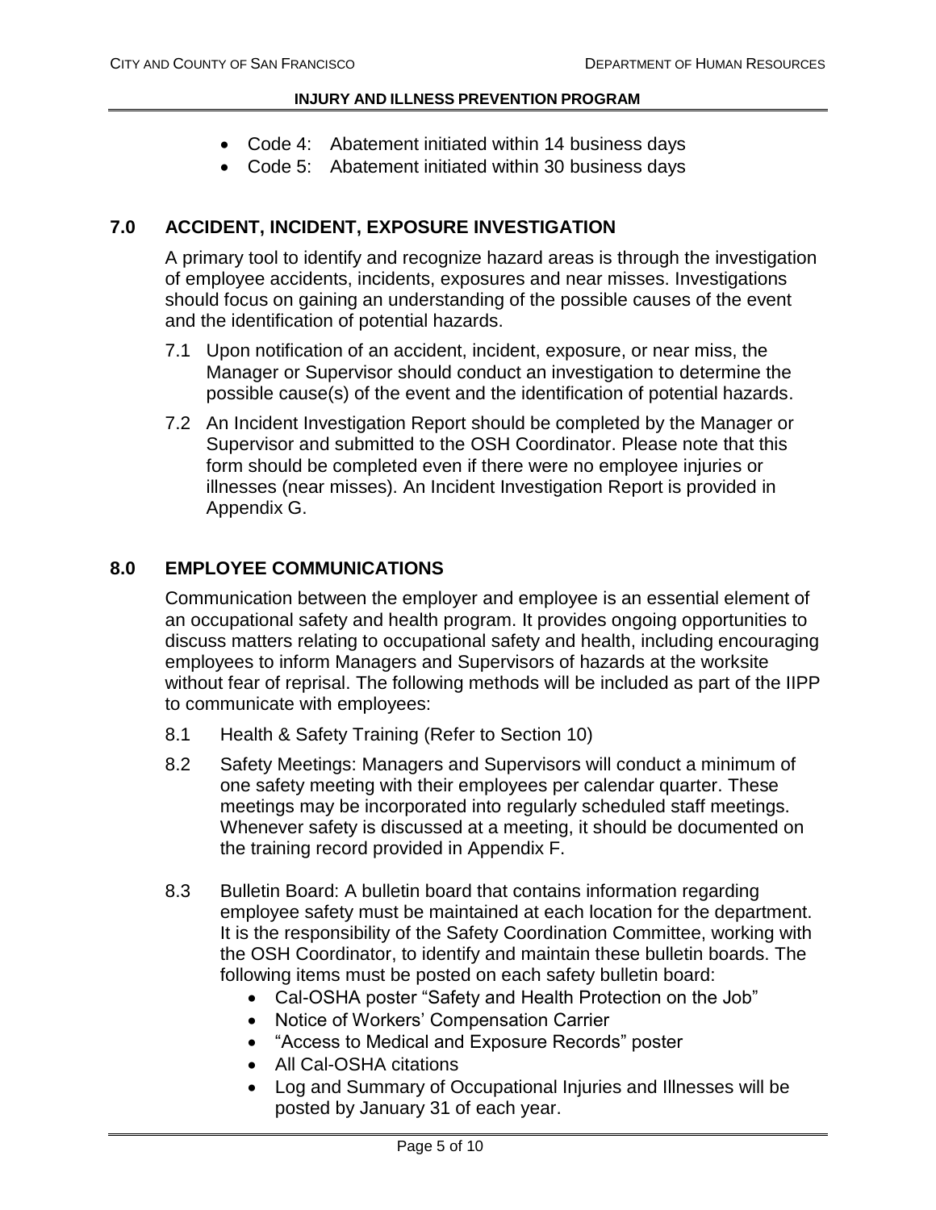- Code 4: Abatement initiated within 14 business days
- Code 5: Abatement initiated within 30 business days

## 7.0 ACCIDENT, INCIDENT, EXPOSURE INVESTIGATION

A primary tool to identify and recognize hazard areas is through the investigation of employee accidents, incidents, exposures and near misses. Investigations should focus on gaining an understanding of the possible causes of the event and the identification of potential hazards.

7.1 Upon notification of an accident, incident, exposure, or near miss, the Manager or Supervisor should conduct an investigation to determine the possible cause(s) of the event and the identification of potential hazards.

7.2 An Incident Investigation Report should be completed by the Manager or Supervisor and submitted to the OSH Coordinator. Please note that this form should be completed even if there were no employee injuries or illnesses (near misses). An Incident Investigation Report is provided in Appendix G.

## 8.0 EMPLOYEE COMMUNICATIONS

Communication between the employer and employee is an essential element of an occupational safety and health program. It provides ongoing opportunities to discuss matters relating to occupational safety and health, including encouraging employees to inform Managers and Supervisors of hazards at the worksite without fear of reprisal. The following methods will be included as part of the IIPP to communicate with employees:

8.1 Health & Safety Training (Refer to Section 10)

8.2 Safety Meetings: Managers and Supervisors will conduct a minimum of one safety meeting with their employees per calendar quarter. These meetings may be incorporated into regularly scheduled staff meetings. Whenever safety is discussed at a meeting, it should be documented on the training record provided in Appendix F.

8.3 Bulletin Board: A bulletin board that contains information regarding employee safety must be maintained at each location for the department. It is the responsibility of the Safety Coordination Committee, working with the OSH Coordinator, to identify and maintain these bulletin boards. The following items must be posted on each safety bulletin board:

- Cal-OSHA poster “Safety and Health Protection on the Job”
- Notice of Workers’ Compensation Carrier
- “Access to Medical and Exposure Records” poster
- All Cal-OSHA citations
- Log and Summary of Occupational Injuries and Illnesses will be posted by January 31 of each year.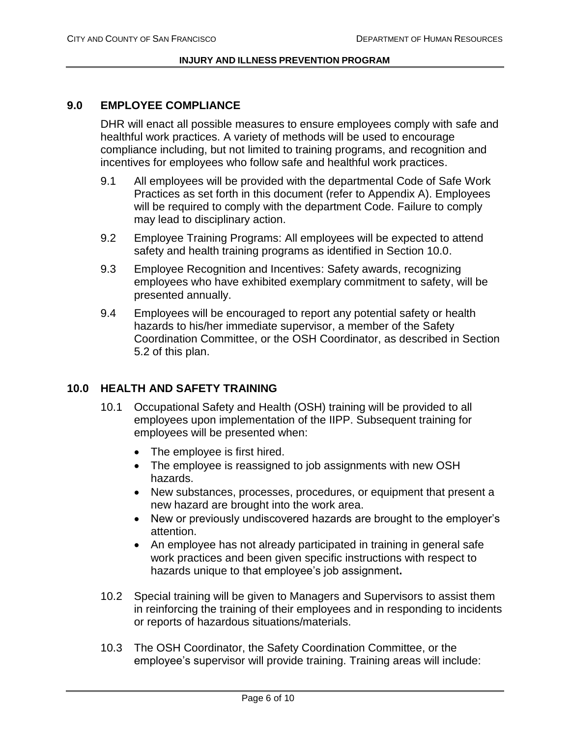## 9.0 EMPLOYEE COMPLIANCE

DHR will enact all possible measures to ensure employees comply with safe and healthful work practices. A variety of methods will be used to encourage compliance including, but not limited to training programs, and recognition and incentives for employees who follow safe and healthful work practices.

9.1 All employees will be provided with the departmental Code of Safe Work Practices as set forth in this document (refer to Appendix A). Employees will be required to comply with the department Code. Failure to comply may lead to disciplinary action.

9.2 Employee Training Programs: All employees will be expected to attend safety and health training programs as identified in Section 10.0.

9.3 Employee Recognition and Incentives: Safety awards, recognizing employees who have exhibited exemplary commitment to safety, will be presented annually.

9.4 Employees will be encouraged to report any potential safety or health hazards to his/her immediate supervisor, a member of the Safety Coordination Committee, or the OSH Coordinator, as described in Section 5.2 of this plan.

## 10.0 HEALTH AND SAFETY TRAINING

10.1 Occupational Safety and Health (OSH) training will be provided to all employees upon implementation of the IIPP. Subsequent training for employees will be presented when:

- The employee is first hired.
- The employee is reassigned to job assignments with new OSH hazards.
- New substances, processes, procedures, or equipment that present a new hazard are brought into the work area.
- New or previously undiscovered hazards are brought to the employer's attention.
- An employee has not already participated in training in general safe work practices and been given specific instructions with respect to hazards unique to that employee's job assignment**.**

10.2 Special training will be given to Managers and Supervisors to assist them in reinforcing the training of their employees and in responding to incidents or reports of hazardous situations/materials.

10.3 The OSH Coordinator, the Safety Coordination Committee, or the employee's supervisor will provide training. Training areas will include: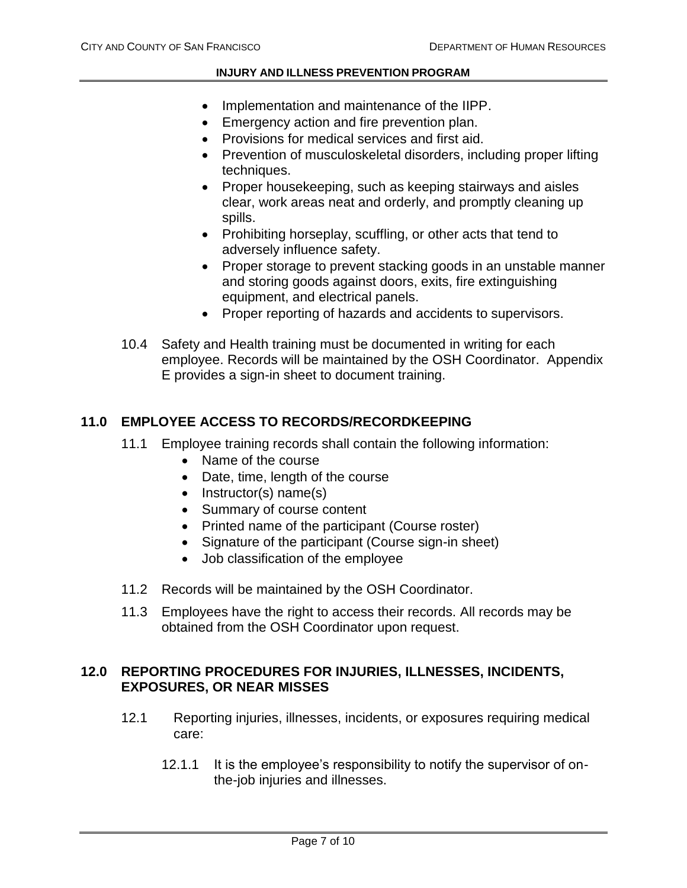- Implementation and maintenance of the IIPP.
- Emergency action and fire prevention plan.
- Provisions for medical services and first aid.
- Prevention of musculoskeletal disorders, including proper lifting techniques.
- Proper housekeeping, such as keeping stairways and aisles clear, work areas neat and orderly, and promptly cleaning up spills.
- Prohibiting horseplay, scuffling, or other acts that tend to adversely influence safety.
- Proper storage to prevent stacking goods in an unstable manner and storing goods against doors, exits, fire extinguishing equipment, and electrical panels.
- Proper reporting of hazards and accidents to supervisors.

10.4 Safety and Health training must be documented in writing for each employee. Records will be maintained by the OSH Coordinator. Appendix E provides a sign-in sheet to document training.

## 11.0 EMPLOYEE ACCESS TO RECORDS/RECORDKEEPING

11.1 Employee training records shall contain the following information:

- Name of the course
- Date, time, length of the course
- Instructor(s) name(s)
- Summary of course content
- Printed name of the participant (Course roster)
- Signature of the participant (Course sign-in sheet)
- Job classification of the employee

11.2 Records will be maintained by the OSH Coordinator.

11.3 Employees have the right to access their records. All records may be obtained from the OSH Coordinator upon request.

## 12.0 REPORTING PROCEDURES FOR INJURIES, ILLNESSES, INCIDENTS, EXPOSURES, OR NEAR MISSES

12.1 Reporting injuries, illnesses, incidents, or exposures requiring medical care:

12.1.1 It is the employee's responsibility to notify the supervisor of on-the-job injuries and illnesses.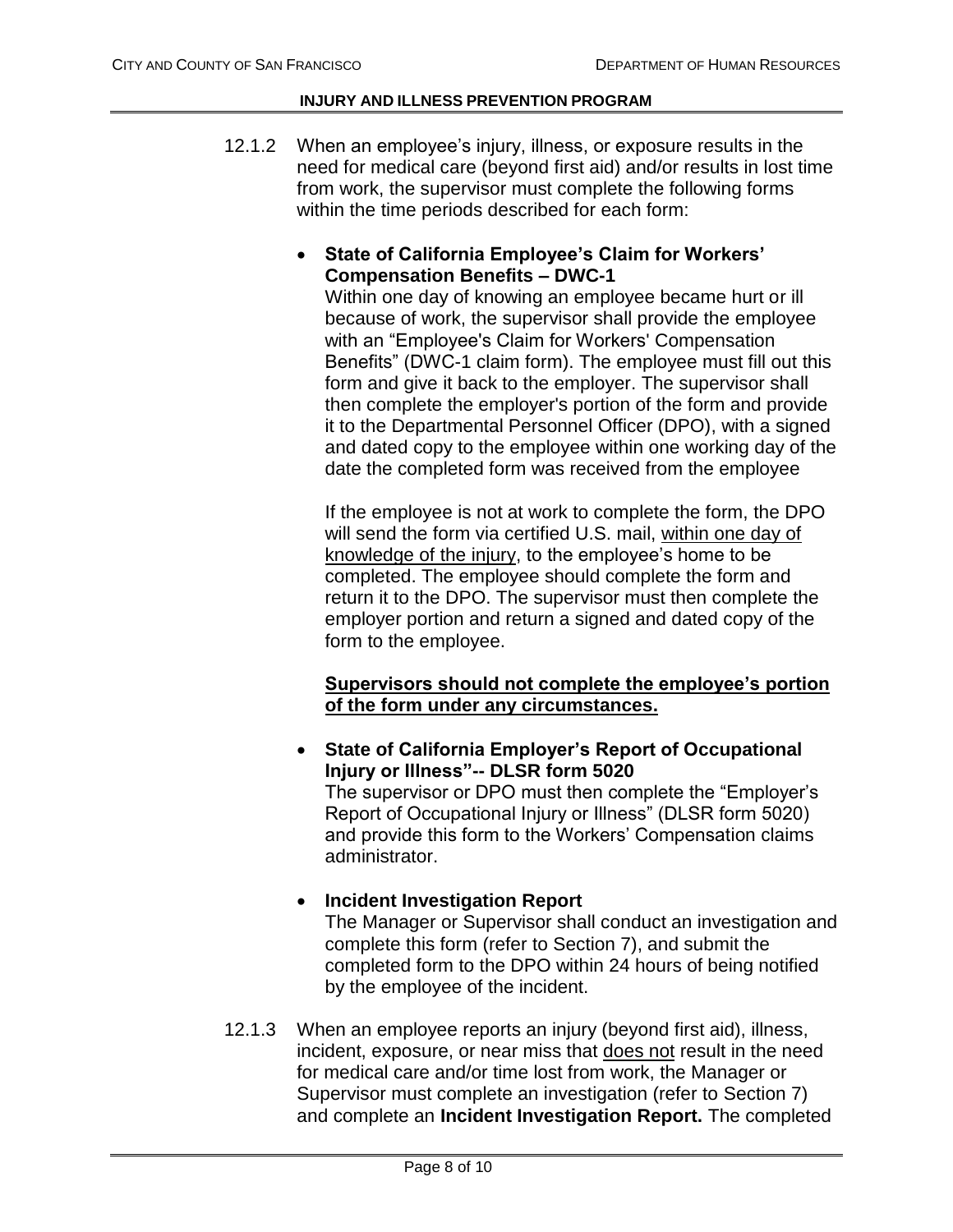12.1.2 When an employee's injury, illness, or exposure results in the need for medical care (beyond first aid) and/or results in lost time from work, the supervisor must complete the following forms within the time periods described for each form:

- **State of California Employee's Claim for Workers' Compensation Benefits – DWC-1**
  Within one day of knowing an employee became hurt or ill because of work, the supervisor shall provide the employee with an "Employee's Claim for Workers' Compensation Benefits" (DWC-1 claim form). The employee must fill out this form and give it back to the employer. The supervisor shall then complete the employer's portion of the form and provide it to the Departmental Personnel Officer (DPO), with a signed and dated copy to the employee within one working day of the date the completed form was received from the employee

  If the employee is not at work to complete the form, the DPO will send the form via certified U.S. mail, <u>within one day of knowledge of the injury</u>, to the employee's home to be completed. The employee should complete the form and return it to the DPO. The supervisor must then complete the employer portion and return a signed and dated copy of the form to the employee.

  <u>**Supervisors should not complete the employee's portion of the form under any circumstances.**</u>

- **State of California Employer's Report of Occupational Injury or Illness"-- DLSR form 5020**
  The supervisor or DPO must then complete the "Employer's Report of Occupational Injury or Illness" (DLSR form 5020) and provide this form to the Workers' Compensation claims administrator.

- **Incident Investigation Report**
  The Manager or Supervisor shall conduct an investigation and complete this form (refer to Section 7), and submit the completed form to the DPO within 24 hours of being notified by the employee of the incident.

12.1.3 When an employee reports an injury (beyond first aid), illness, incident, exposure, or near miss that <u>does not</u> result in the need for medical care and/or time lost from work, the Manager or Supervisor must complete an investigation (refer to Section 7) and complete an **Incident Investigation Report.** The completed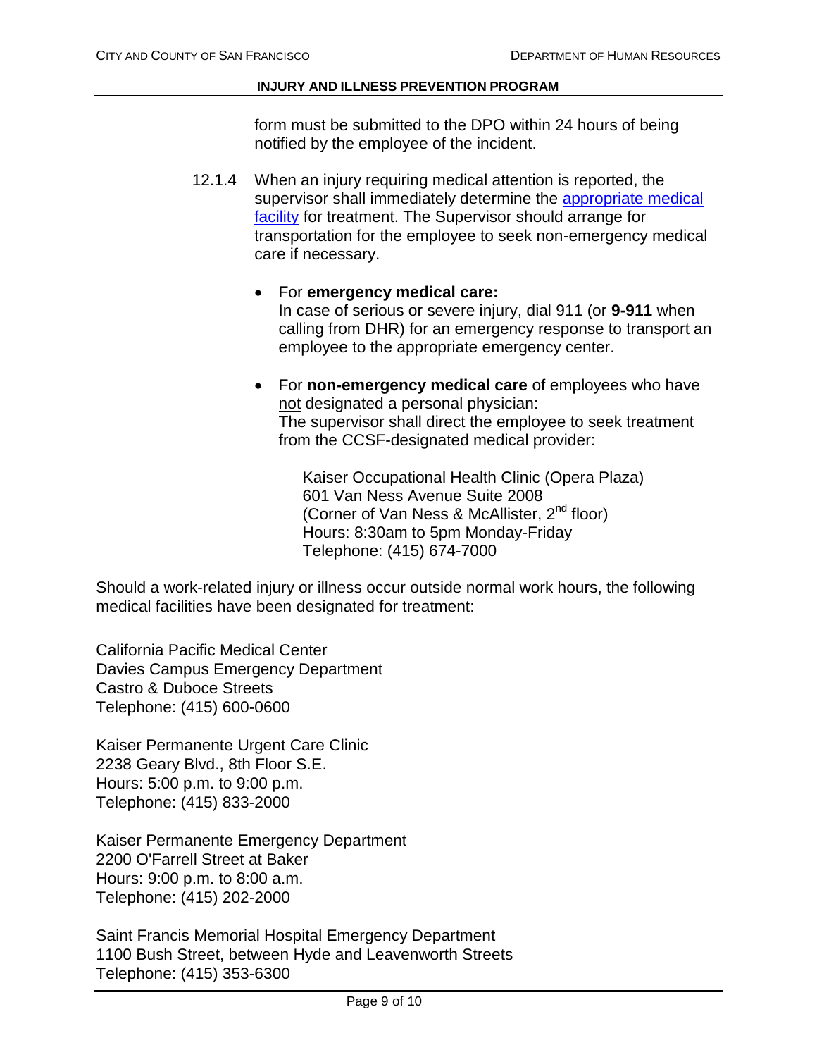form must be submitted to the DPO within 24 hours of being notified by the employee of the incident.

12.1.4 When an injury requiring medical attention is reported, the supervisor shall immediately determine the appropriate medical facility for treatment. The Supervisor should arrange for transportation for the employee to seek non-emergency medical care if necessary.

- For **emergency medical care:**
  In case of serious or severe injury, dial 911 (or **9-911** when calling from DHR) for an emergency response to transport an employee to the appropriate emergency center.

- For **non-emergency medical care** of employees who have not designated a personal physician:
  The supervisor shall direct the employee to seek treatment from the CCSF-designated medical provider:

  Kaiser Occupational Health Clinic (Opera Plaza)
  601 Van Ness Avenue Suite 2008
  (Corner of Van Ness & McAllister, 2nd floor)
  Hours: 8:30am to 5pm Monday-Friday
  Telephone: (415) 674-7000

Should a work-related injury or illness occur outside normal work hours, the following medical facilities have been designated for treatment:

California Pacific Medical Center
Davies Campus Emergency Department
Castro & Duboce Streets
Telephone: (415) 600-0600

Kaiser Permanente Urgent Care Clinic
2238 Geary Blvd., 8th Floor S.E.
Hours: 5:00 p.m. to 9:00 p.m.
Telephone: (415) 833-2000

Kaiser Permanente Emergency Department
2200 O'Farrell Street at Baker
Hours: 9:00 p.m. to 8:00 a.m.
Telephone: (415) 202-2000

Saint Francis Memorial Hospital Emergency Department
1100 Bush Street, between Hyde and Leavenworth Streets
Telephone: (415) 353-6300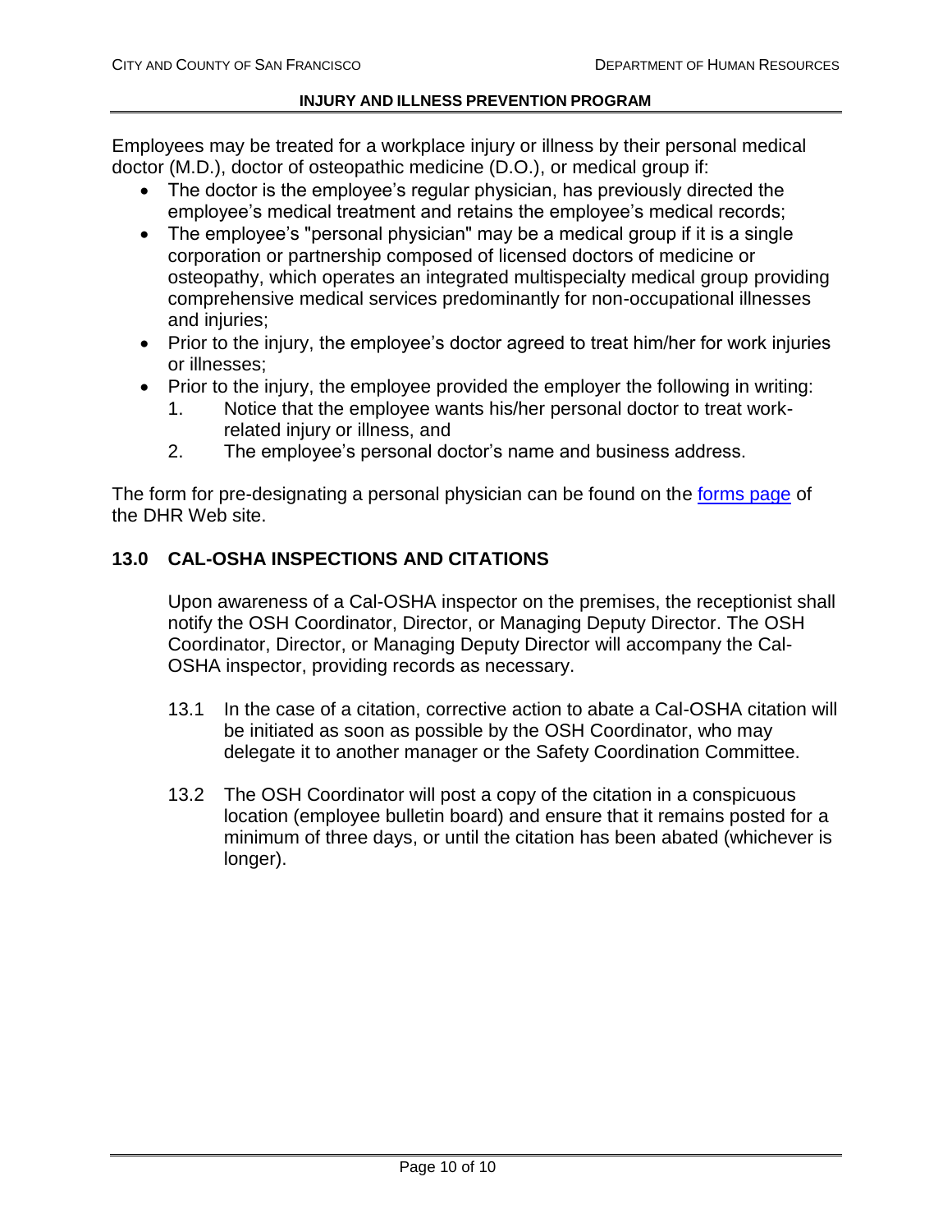Employees may be treated for a workplace injury or illness by their personal medical doctor (M.D.), doctor of osteopathic medicine (D.O.), or medical group if:

- The doctor is the employee's regular physician, has previously directed the employee's medical treatment and retains the employee's medical records;
- The employee's "personal physician" may be a medical group if it is a single corporation or partnership composed of licensed doctors of medicine or osteopathy, which operates an integrated multispecialty medical group providing comprehensive medical services predominantly for non-occupational illnesses and injuries;
- Prior to the injury, the employee's doctor agreed to treat him/her for work injuries or illnesses;
- Prior to the injury, the employee provided the employer the following in writing:
  1. Notice that the employee wants his/her personal doctor to treat work-related injury or illness, and
  2. The employee's personal doctor's name and business address.

The form for pre-designating a personal physician can be found on the forms page of the DHR Web site.

## 13.0 CAL-OSHA INSPECTIONS AND CITATIONS

Upon awareness of a Cal-OSHA inspector on the premises, the receptionist shall notify the OSH Coordinator, Director, or Managing Deputy Director. The OSH Coordinator, Director, or Managing Deputy Director will accompany the Cal-OSHA inspector, providing records as necessary.

13.1 In the case of a citation, corrective action to abate a Cal-OSHA citation will be initiated as soon as possible by the OSH Coordinator, who may delegate it to another manager or the Safety Coordination Committee.

13.2 The OSH Coordinator will post a copy of the citation in a conspicuous location (employee bulletin board) and ensure that it remains posted for a minimum of three days, or until the citation has been abated (whichever is longer).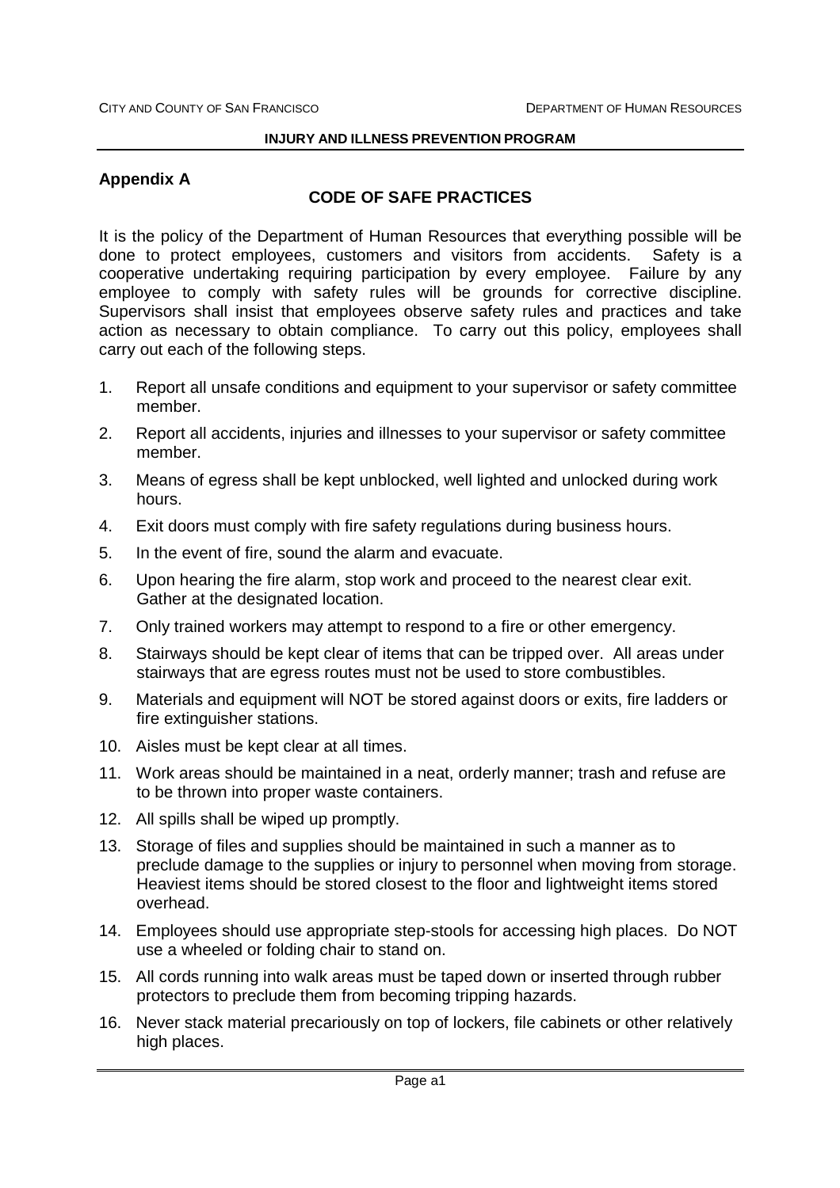## Appendix A

### CODE OF SAFE PRACTICES

It is the policy of the Department of Human Resources that everything possible will be done to protect employees, customers and visitors from accidents. Safety is a cooperative undertaking requiring participation by every employee. Failure by any employee to comply with safety rules will be grounds for corrective discipline. Supervisors shall insist that employees observe safety rules and practices and take action as necessary to obtain compliance. To carry out this policy, employees shall carry out each of the following steps.

1. Report all unsafe conditions and equipment to your supervisor or safety committee member.
2. Report all accidents, injuries and illnesses to your supervisor or safety committee member.
3. Means of egress shall be kept unblocked, well lighted and unlocked during work hours.
4. Exit doors must comply with fire safety regulations during business hours.
5. In the event of fire, sound the alarm and evacuate.
6. Upon hearing the fire alarm, stop work and proceed to the nearest clear exit. Gather at the designated location.
7. Only trained workers may attempt to respond to a fire or other emergency.
8. Stairways should be kept clear of items that can be tripped over. All areas under stairways that are egress routes must not be used to store combustibles.
9. Materials and equipment will NOT be stored against doors or exits, fire ladders or fire extinguisher stations.
10. Aisles must be kept clear at all times.
11. Work areas should be maintained in a neat, orderly manner; trash and refuse are to be thrown into proper waste containers.
12. All spills shall be wiped up promptly.
13. Storage of files and supplies should be maintained in such a manner as to preclude damage to the supplies or injury to personnel when moving from storage. Heaviest items should be stored closest to the floor and lightweight items stored overhead.
14. Employees should use appropriate step-stools for accessing high places. Do NOT use a wheeled or folding chair to stand on.
15. All cords running into walk areas must be taped down or inserted through rubber protectors to preclude them from becoming tripping hazards.
16. Never stack material precariously on top of lockers, file cabinets or other relatively high places.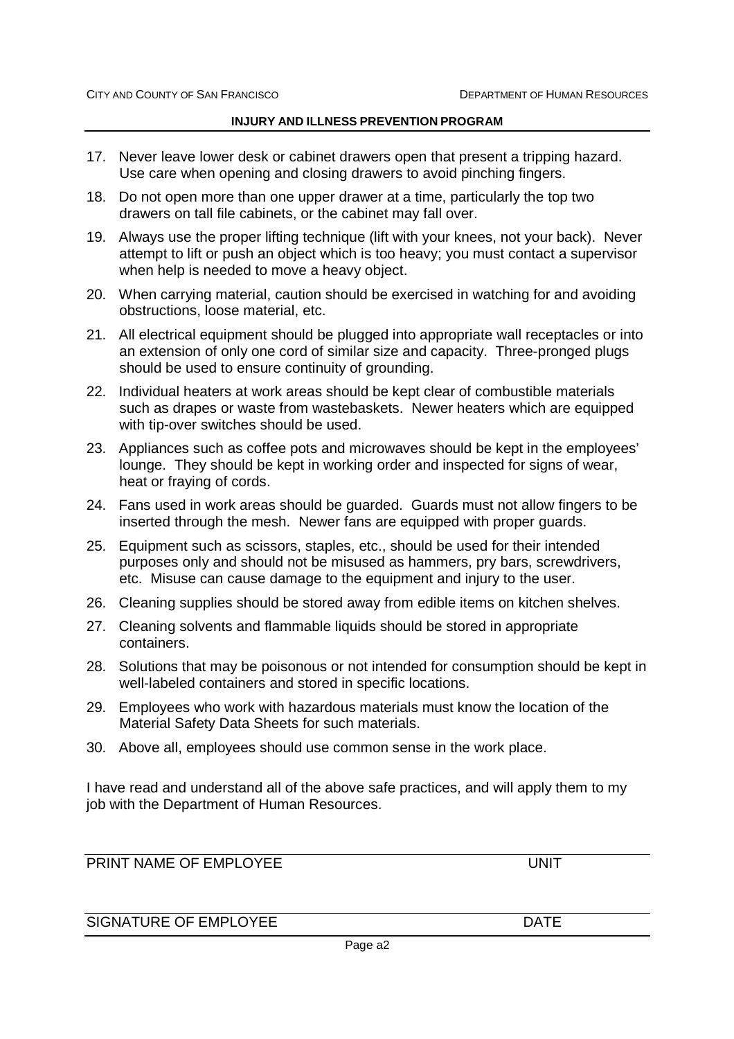17. Never leave lower desk or cabinet drawers open that present a tripping hazard. Use care when opening and closing drawers to avoid pinching fingers.

18. Do not open more than one upper drawer at a time, particularly the top two drawers on tall file cabinets, or the cabinet may fall over.

19. Always use the proper lifting technique (lift with your knees, not your back). Never attempt to lift or push an object which is too heavy; you must contact a supervisor when help is needed to move a heavy object.

20. When carrying material, caution should be exercised in watching for and avoiding obstructions, loose material, etc.

21. All electrical equipment should be plugged into appropriate wall receptacles or into an extension of only one cord of similar size and capacity. Three-pronged plugs should be used to ensure continuity of grounding.

22. Individual heaters at work areas should be kept clear of combustible materials such as drapes or waste from wastebaskets. Newer heaters which are equipped with tip-over switches should be used.

23. Appliances such as coffee pots and microwaves should be kept in the employees' lounge. They should be kept in working order and inspected for signs of wear, heat or fraying of cords.

24. Fans used in work areas should be guarded. Guards must not allow fingers to be inserted through the mesh. Newer fans are equipped with proper guards.

25. Equipment such as scissors, staples, etc., should be used for their intended purposes only and should not be misused as hammers, pry bars, screwdrivers, etc. Misuse can cause damage to the equipment and injury to the user.

26. Cleaning supplies should be stored away from edible items on kitchen shelves.

27. Cleaning solvents and flammable liquids should be stored in appropriate containers.

28. Solutions that may be poisonous or not intended for consumption should be kept in well-labeled containers and stored in specific locations.

29. Employees who work with hazardous materials must know the location of the Material Safety Data Sheets for such materials.

30. Above all, employees should use common sense in the work place.

I have read and understand all of the above safe practices, and will apply them to my job with the Department of Human Resources.

______________________________________________

PRINT NAME OF EMPLOYEE　　　　　　　　　　UNIT

______________________________________________

SIGNATURE OF EMPLOYEE　　　　　　　　　　DATE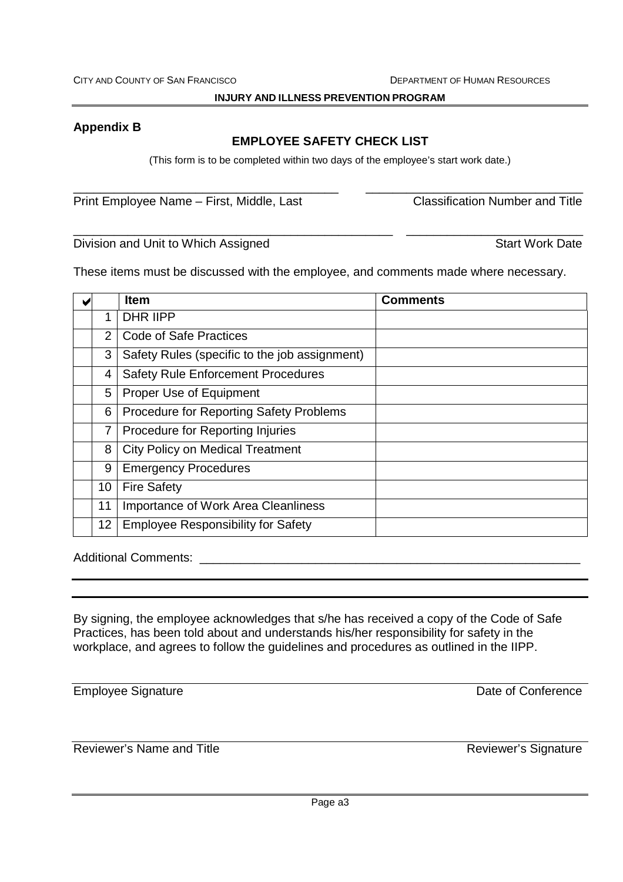**Appendix B**

## EMPLOYEE SAFETY CHECK LIST

(This form is to be completed within two days of the employee's start work date.)

\_\_\_\_\_\_\_\_\_\_\_\_\_\_\_\_\_\_\_\_\_\_\_\_\_\_\_\_\_\_\_\_\_\_\_\_\_\_\_ \_\_\_\_\_\_\_\_\_\_\_\_\_\_\_\_\_\_\_\_\_\_\_\_\_\_\_\_\_\_\_\_

Print Employee Name – First, Middle, Last Classification Number and Title

\_\_\_\_\_\_\_\_\_\_\_\_\_\_\_\_\_\_\_\_\_\_\_\_\_\_\_\_\_\_\_\_\_\_\_\_\_\_\_\_\_\_\_\_\_\_\_ \_\_\_\_\_\_\_\_\_\_\_\_\_\_\_\_\_\_\_\_\_\_\_\_\_\_

Division and Unit to Which Assigned Start Work Date

These items must be discussed with the employee, and comments made where necessary.

| ✔ | | Item | Comments |
|---|---|---|---|
| | 1 | DHR IIPP | |
| | 2 | Code of Safe Practices | |
| | 3 | Safety Rules (specific to the job assignment) | |
| | 4 | Safety Rule Enforcement Procedures | |
| | 5 | Proper Use of Equipment | |
| | 6 | Procedure for Reporting Safety Problems | |
| | 7 | Procedure for Reporting Injuries | |
| | 8 | City Policy on Medical Treatment | |
| | 9 | Emergency Procedures | |
| | 10 | Fire Safety | |
| | 11 | Importance of Work Area Cleanliness | |
| | 12 | Employee Responsibility for Safety | |

Additional Comments: \_\_\_\_\_\_\_\_\_\_\_\_\_\_\_\_\_\_\_\_\_\_\_\_\_\_\_\_\_\_\_\_\_\_\_\_\_\_\_\_\_\_\_\_\_\_\_\_\_\_\_\_\_\_\_\_\_

By signing, the employee acknowledges that s/he has received a copy of the Code of Safe Practices, has been told about and understands his/her responsibility for safety in the workplace, and agrees to follow the guidelines and procedures as outlined in the IIPP.

Employee Signature Date of Conference

Reviewer's Name and Title Reviewer's Signature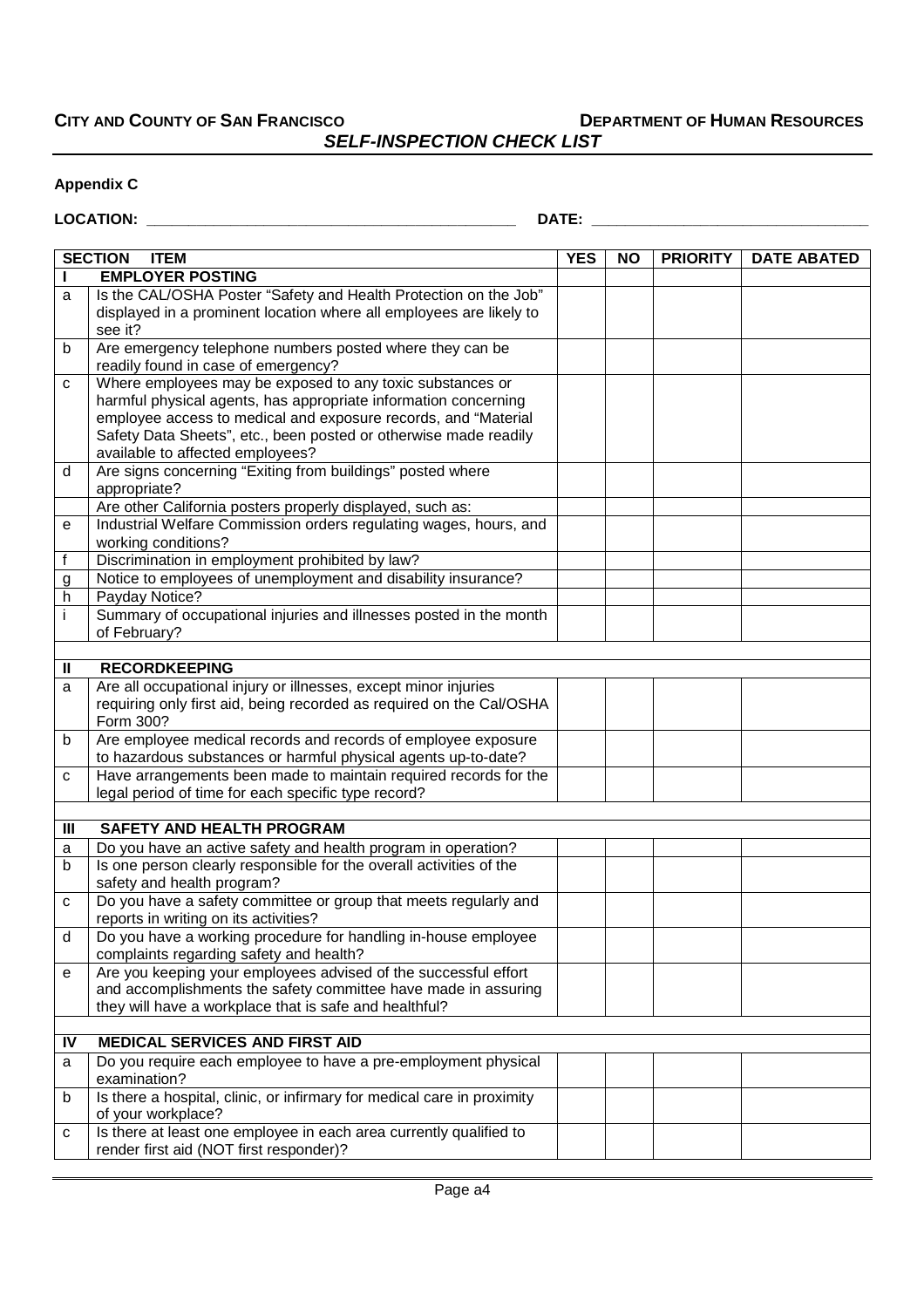**CITY AND COUNTY OF SAN FRANCISCO** **DEPARTMENT OF HUMAN RESOURCES**

***SELF-INSPECTION CHECK LIST***

**Appendix C**

**LOCATION:** ____________________________________________ **DATE:** ________________________________

| SECTION | ITEM | YES | NO | PRIORITY | DATE ABATED |
|---|---|---|---|---|---|
| **I** | **EMPLOYER POSTING** | | | | |
| a | Is the CAL/OSHA Poster "Safety and Health Protection on the Job" displayed in a prominent location where all employees are likely to see it? | | | | |
| b | Are emergency telephone numbers posted where they can be readily found in case of emergency? | | | | |
| c | Where employees may be exposed to any toxic substances or harmful physical agents, has appropriate information concerning employee access to medical and exposure records, and "Material Safety Data Sheets", etc., been posted or otherwise made readily available to affected employees? | | | | |
| d | Are signs concerning "Exiting from buildings" posted where appropriate? | | | | |
| | Are other California posters properly displayed, such as: | | | | |
| e | Industrial Welfare Commission orders regulating wages, hours, and working conditions? | | | | |
| f | Discrimination in employment prohibited by law? | | | | |
| g | Notice to employees of unemployment and disability insurance? | | | | |
| h | Payday Notice? | | | | |
| i | Summary of occupational injuries and illnesses posted in the month of February? | | | | |
| | | | | | |
| **II** | **RECORDKEEPING** | | | | |
| a | Are all occupational injury or illnesses, except minor injuries requiring only first aid, being recorded as required on the Cal/OSHA Form 300? | | | | |
| b | Are employee medical records and records of employee exposure to hazardous substances or harmful physical agents up-to-date? | | | | |
| c | Have arrangements been made to maintain required records for the legal period of time for each specific type record? | | | | |
| | | | | | |
| **III** | **SAFETY AND HEALTH PROGRAM** | | | | |
| a | Do you have an active safety and health program in operation? | | | | |
| b | Is one person clearly responsible for the overall activities of the safety and health program? | | | | |
| c | Do you have a safety committee or group that meets regularly and reports in writing on its activities? | | | | |
| d | Do you have a working procedure for handling in-house employee complaints regarding safety and health? | | | | |
| e | Are you keeping your employees advised of the successful effort and accomplishments the safety committee have made in assuring they will have a workplace that is safe and healthful? | | | | |
| | | | | | |
| **IV** | **MEDICAL SERVICES AND FIRST AID** | | | | |
| a | Do you require each employee to have a pre-employment physical examination? | | | | |
| b | Is there a hospital, clinic, or infirmary for medical care in proximity of your workplace? | | | | |
| c | Is there at least one employee in each area currently qualified to render first aid (NOT first responder)? | | | | |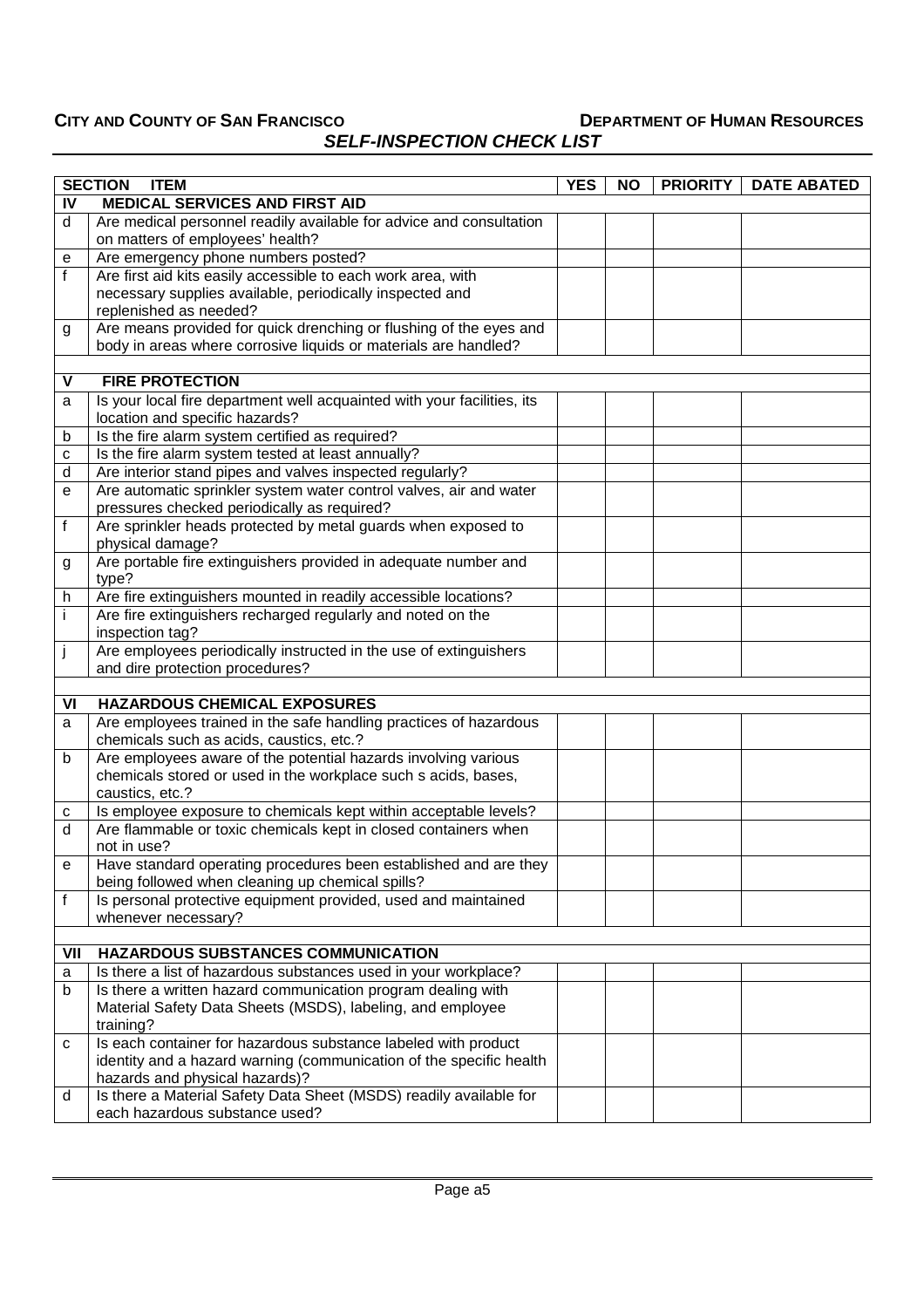| SECTION | ITEM | YES | NO | PRIORITY | DATE ABATED |
|---|---|---|---|---|---|
| **IV** | **MEDICAL SERVICES AND FIRST AID** | | | | |
| d | Are medical personnel readily available for advice and consultation on matters of employees' health? | | | | |
| e | Are emergency phone numbers posted? | | | | |
| f | Are first aid kits easily accessible to each work area, with necessary supplies available, periodically inspected and replenished as needed? | | | | |
| g | Are means provided for quick drenching or flushing of the eyes and body in areas where corrosive liquids or materials are handled? | | | | |
| | | | | | |
| **V** | **FIRE PROTECTION** | | | | |
| a | Is your local fire department well acquainted with your facilities, its location and specific hazards? | | | | |
| b | Is the fire alarm system certified as required? | | | | |
| c | Is the fire alarm system tested at least annually? | | | | |
| d | Are interior stand pipes and valves inspected regularly? | | | | |
| e | Are automatic sprinkler system water control valves, air and water pressures checked periodically as required? | | | | |
| f | Are sprinkler heads protected by metal guards when exposed to physical damage? | | | | |
| g | Are portable fire extinguishers provided in adequate number and type? | | | | |
| h | Are fire extinguishers mounted in readily accessible locations? | | | | |
| i | Are fire extinguishers recharged regularly and noted on the inspection tag? | | | | |
| j | Are employees periodically instructed in the use of extinguishers and dire protection procedures? | | | | |
| | | | | | |
| **VI** | **HAZARDOUS CHEMICAL EXPOSURES** | | | | |
| a | Are employees trained in the safe handling practices of hazardous chemicals such as acids, caustics, etc.? | | | | |
| b | Are employees aware of the potential hazards involving various chemicals stored or used in the workplace such s acids, bases, caustics, etc.? | | | | |
| c | Is employee exposure to chemicals kept within acceptable levels? | | | | |
| d | Are flammable or toxic chemicals kept in closed containers when not in use? | | | | |
| e | Have standard operating procedures been established and are they being followed when cleaning up chemical spills? | | | | |
| f | Is personal protective equipment provided, used and maintained whenever necessary? | | | | |
| | | | | | |
| **VII** | **HAZARDOUS SUBSTANCES COMMUNICATION** | | | | |
| a | Is there a list of hazardous substances used in your workplace? | | | | |
| b | Is there a written hazard communication program dealing with Material Safety Data Sheets (MSDS), labeling, and employee training? | | | | |
| c | Is each container for hazardous substance labeled with product identity and a hazard warning (communication of the specific health hazards and physical hazards)? | | | | |
| d | Is there a Material Safety Data Sheet (MSDS) readily available for each hazardous substance used? | | | | |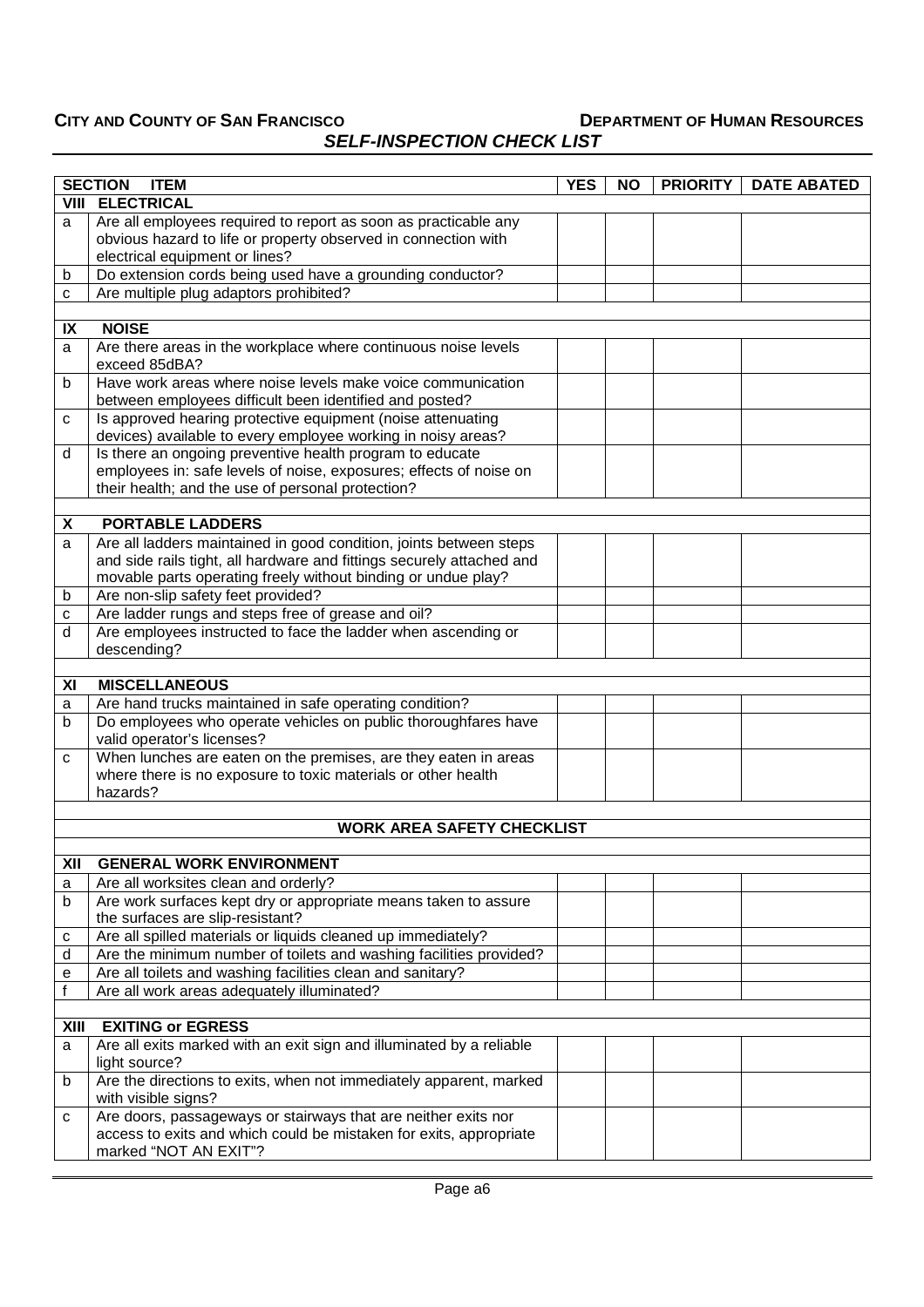**CITY AND COUNTY OF SAN FRANCISCO** **DEPARTMENT OF HUMAN RESOURCES**

***SELF-INSPECTION CHECK LIST***

| SECTION | ITEM | YES | NO | PRIORITY | DATE ABATED |
|---|---|---|---|---|---|
| **VIII** | **ELECTRICAL** | | | | |
| a | Are all employees required to report as soon as practicable any obvious hazard to life or property observed in connection with electrical equipment or lines? | | | | |
| b | Do extension cords being used have a grounding conductor? | | | | |
| c | Are multiple plug adaptors prohibited? | | | | |
| | | | | | |
| **IX** | **NOISE** | | | | |
| a | Are there areas in the workplace where continuous noise levels exceed 85dBA? | | | | |
| b | Have work areas where noise levels make voice communication between employees difficult been identified and posted? | | | | |
| c | Is approved hearing protective equipment (noise attenuating devices) available to every employee working in noisy areas? | | | | |
| d | Is there an ongoing preventive health program to educate employees in: safe levels of noise, exposures; effects of noise on their health; and the use of personal protection? | | | | |
| | | | | | |
| **X** | **PORTABLE LADDERS** | | | | |
| a | Are all ladders maintained in good condition, joints between steps and side rails tight, all hardware and fittings securely attached and movable parts operating freely without binding or undue play? | | | | |
| b | Are non-slip safety feet provided? | | | | |
| c | Are ladder rungs and steps free of grease and oil? | | | | |
| d | Are employees instructed to face the ladder when ascending or descending? | | | | |
| | | | | | |
| **XI** | **MISCELLANEOUS** | | | | |
| a | Are hand trucks maintained in safe operating condition? | | | | |
| b | Do employees who operate vehicles on public thoroughfares have valid operator's licenses? | | | | |
| c | When lunches are eaten on the premises, are they eaten in areas where there is no exposure to toxic materials or other health hazards? | | | | |
| | | | | | |
| | **WORK AREA SAFETY CHECKLIST** | | | | |
| | | | | | |
| **XII** | **GENERAL WORK ENVIRONMENT** | | | | |
| a | Are all worksites clean and orderly? | | | | |
| b | Are work surfaces kept dry or appropriate means taken to assure the surfaces are slip-resistant? | | | | |
| c | Are all spilled materials or liquids cleaned up immediately? | | | | |
| d | Are the minimum number of toilets and washing facilities provided? | | | | |
| e | Are all toilets and washing facilities clean and sanitary? | | | | |
| f | Are all work areas adequately illuminated? | | | | |
| | | | | | |
| **XIII** | **EXITING or EGRESS** | | | | |
| a | Are all exits marked with an exit sign and illuminated by a reliable light source? | | | | |
| b | Are the directions to exits, when not immediately apparent, marked with visible signs? | | | | |
| c | Are doors, passageways or stairways that are neither exits nor access to exits and which could be mistaken for exits, appropriate marked "NOT AN EXIT"? | | | | |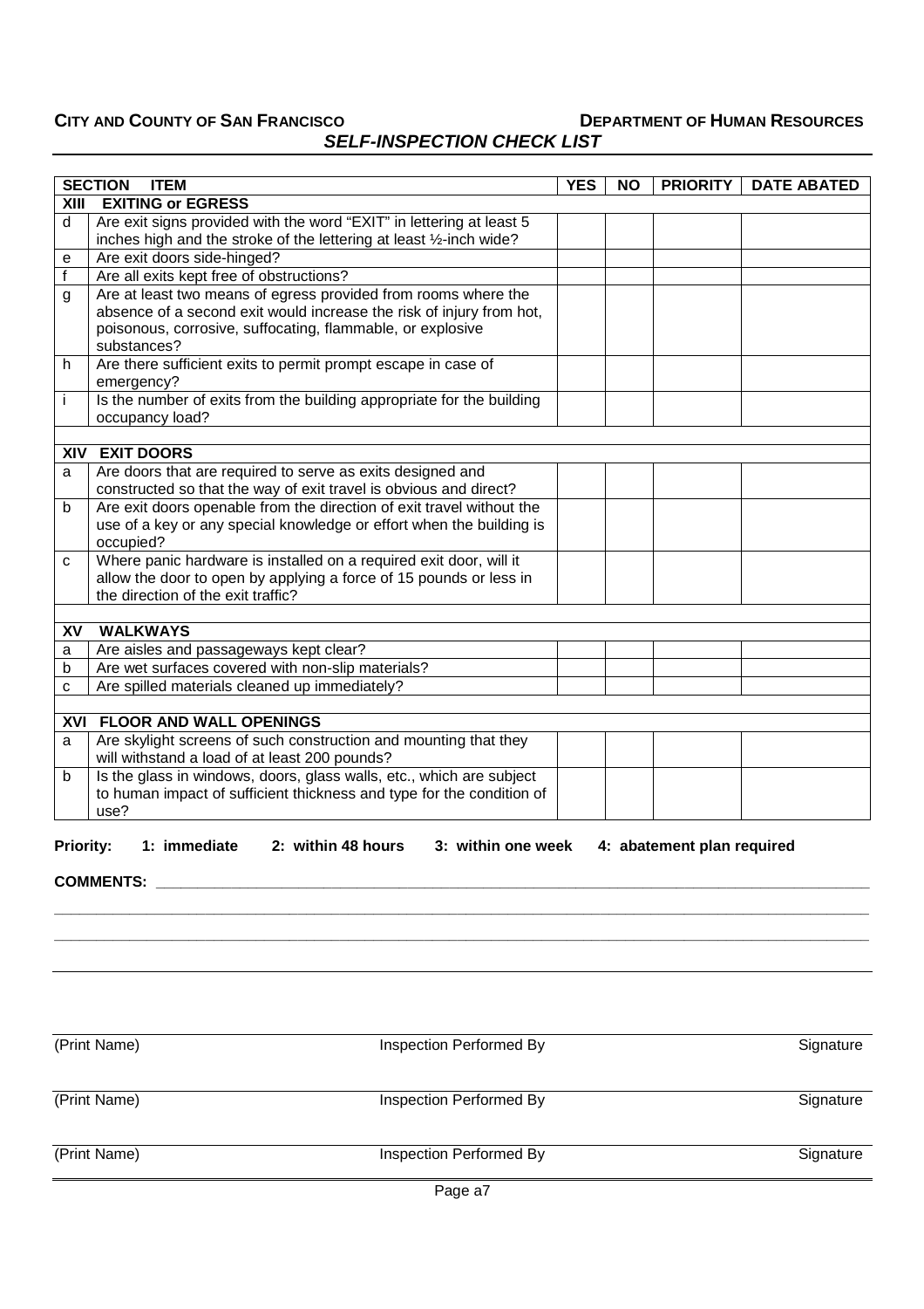**CITY AND COUNTY OF SAN FRANCISCO** **DEPARTMENT OF HUMAN RESOURCES**

***SELF-INSPECTION CHECK LIST***

| SECTION | ITEM | YES | NO | PRIORITY | DATE ABATED |
|---|---|---|---|---|---|
| **XIII** | **EXITING or EGRESS** | | | | |
| d | Are exit signs provided with the word "EXIT" in lettering at least 5 inches high and the stroke of the lettering at least ½-inch wide? | | | | |
| e | Are exit doors side-hinged? | | | | |
| f | Are all exits kept free of obstructions? | | | | |
| g | Are at least two means of egress provided from rooms where the absence of a second exit would increase the risk of injury from hot, poisonous, corrosive, suffocating, flammable, or explosive substances? | | | | |
| h | Are there sufficient exits to permit prompt escape in case of emergency? | | | | |
| i | Is the number of exits from the building appropriate for the building occupancy load? | | | | |
| | | | | | |
| **XIV** | **EXIT DOORS** | | | | |
| a | Are doors that are required to serve as exits designed and constructed so that the way of exit travel is obvious and direct? | | | | |
| b | Are exit doors openable from the direction of exit travel without the use of a key or any special knowledge or effort when the building is occupied? | | | | |
| c | Where panic hardware is installed on a required exit door, will it allow the door to open by applying a force of 15 pounds or less in the direction of the exit traffic? | | | | |
| | | | | | |
| **XV** | **WALKWAYS** | | | | |
| a | Are aisles and passageways kept clear? | | | | |
| b | Are wet surfaces covered with non-slip materials? | | | | |
| c | Are spilled materials cleaned up immediately? | | | | |
| | | | | | |
| **XVI** | **FLOOR AND WALL OPENINGS** | | | | |
| a | Are skylight screens of such construction and mounting that they will withstand a load of at least 200 pounds? | | | | |
| b | Is the glass in windows, doors, glass walls, etc., which are subject to human impact of sufficient thickness and type for the condition of use? | | | | |

**Priority: 1: immediate 2: within 48 hours 3: within one week 4: abatement plan required**

**COMMENTS:** ____________________________________________

____________________________________________

____________________________________________

(Print Name) Inspection Performed By Signature

(Print Name) Inspection Performed By Signature

(Print Name) Inspection Performed By Signature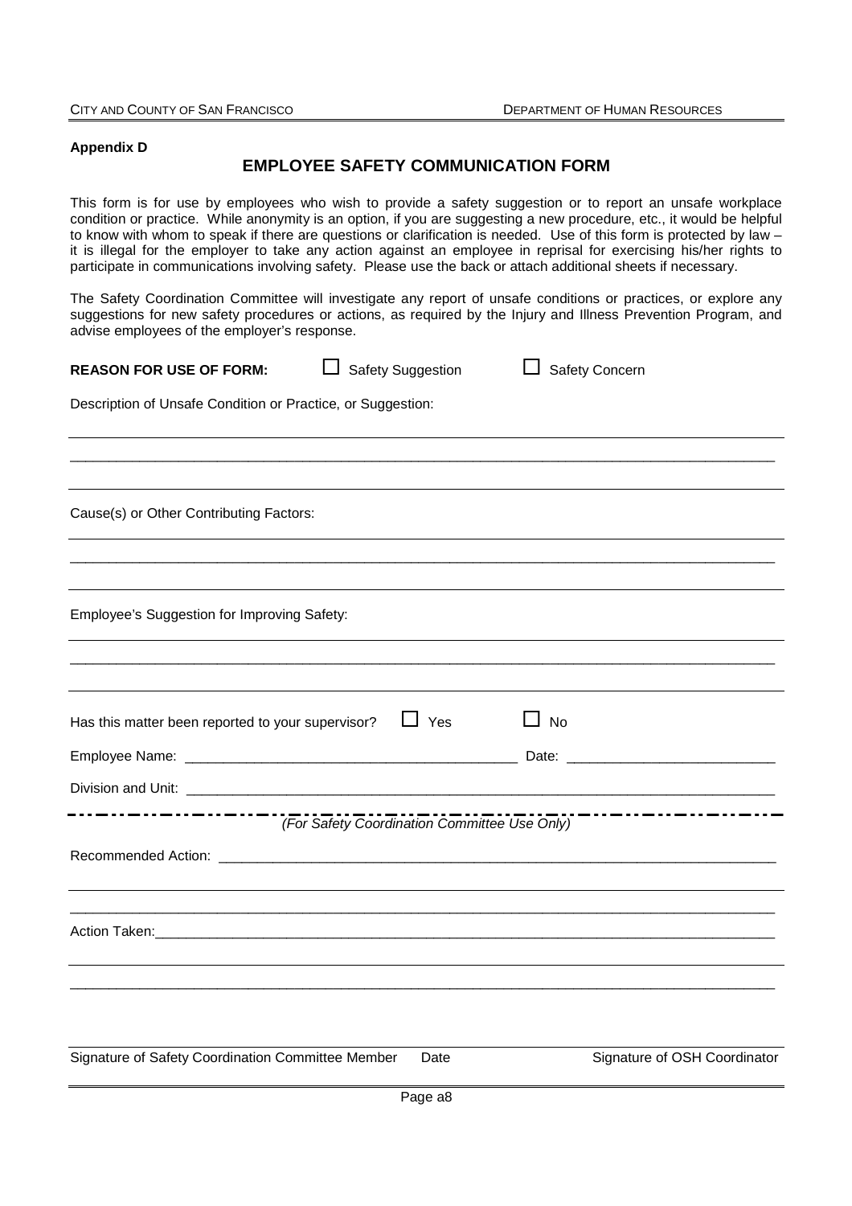**Appendix D**

## EMPLOYEE SAFETY COMMUNICATION FORM

This form is for use by employees who wish to provide a safety suggestion or to report an unsafe workplace condition or practice. While anonymity is an option, if you are suggesting a new procedure, etc., it would be helpful to know with whom to speak if there are questions or clarification is needed. Use of this form is protected by law – it is illegal for the employer to take any action against an employee in reprisal for exercising his/her rights to participate in communications involving safety. Please use the back or attach additional sheets if necessary.

The Safety Coordination Committee will investigate any report of unsafe conditions or practices, or explore any suggestions for new safety procedures or actions, as required by the Injury and Illness Prevention Program, and advise employees of the employer's response.

**REASON FOR USE OF FORM:** ☐ Safety Suggestion ☐ Safety Concern

Description of Unsafe Condition or Practice, or Suggestion:

______________________________________________________________________________

______________________________________________________________________________

______________________________________________________________________________

Cause(s) or Other Contributing Factors:

______________________________________________________________________________

______________________________________________________________________________

______________________________________________________________________________

Employee's Suggestion for Improving Safety:

______________________________________________________________________________

______________________________________________________________________________

______________________________________________________________________________

Has this matter been reported to your supervisor? ☐ Yes ☐ No

Employee Name: ________________________________________ Date: __________________________

Division and Unit: ___________________________________________________________________

- - - - - - - - - - - - - - - - - - - - - - - - - - - - - - - - - - - - - - - - - - - - - - - - - - - - - - - - -

*(For Safety Coordination Committee Use Only)*

Recommended Action: __________________________________________________________________

______________________________________________________________________________

______________________________________________________________________________

Action Taken:_________________________________________________________________________

______________________________________________________________________________

______________________________________________________________________________

______________________________________________________________________________

Signature of Safety Coordination Committee Member Date Signature of OSH Coordinator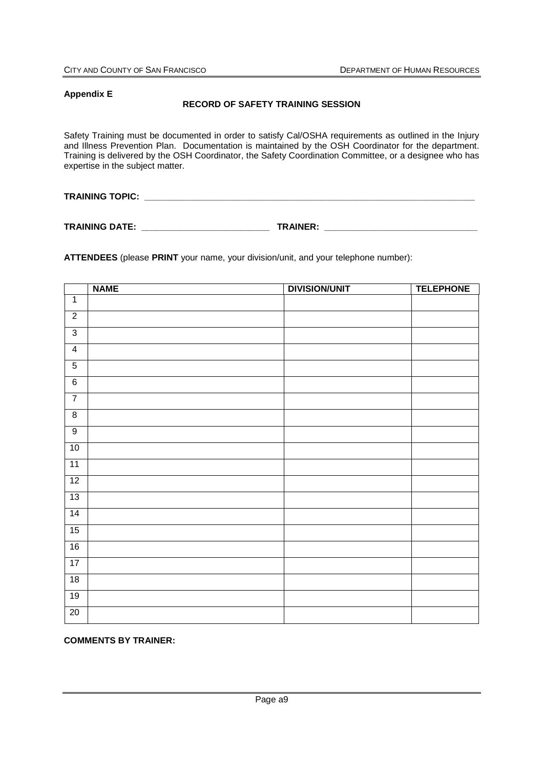**Appendix E**

## RECORD OF SAFETY TRAINING SESSION

Safety Training must be documented in order to satisfy Cal/OSHA requirements as outlined in the Injury and Illness Prevention Plan. Documentation is maintained by the OSH Coordinator for the department. Training is delivered by the OSH Coordinator, the Safety Coordination Committee, or a designee who has expertise in the subject matter.

**TRAINING TOPIC:** ______________________________________________________________________

**TRAINING DATE:** __________________________ **TRAINER:** ________________________________

**ATTENDEES** (please **PRINT** your name, your division/unit, and your telephone number):

| | NAME | DIVISION/UNIT | TELEPHONE |
|---|---|---|---|
| 1 | | | |
| 2 | | | |
| 3 | | | |
| 4 | | | |
| 5 | | | |
| 6 | | | |
| 7 | | | |
| 8 | | | |
| 9 | | | |
| 10 | | | |
| 11 | | | |
| 12 | | | |
| 13 | | | |
| 14 | | | |
| 15 | | | |
| 16 | | | |
| 17 | | | |
| 18 | | | |
| 19 | | | |
| 20 | | | |

**COMMENTS BY TRAINER:**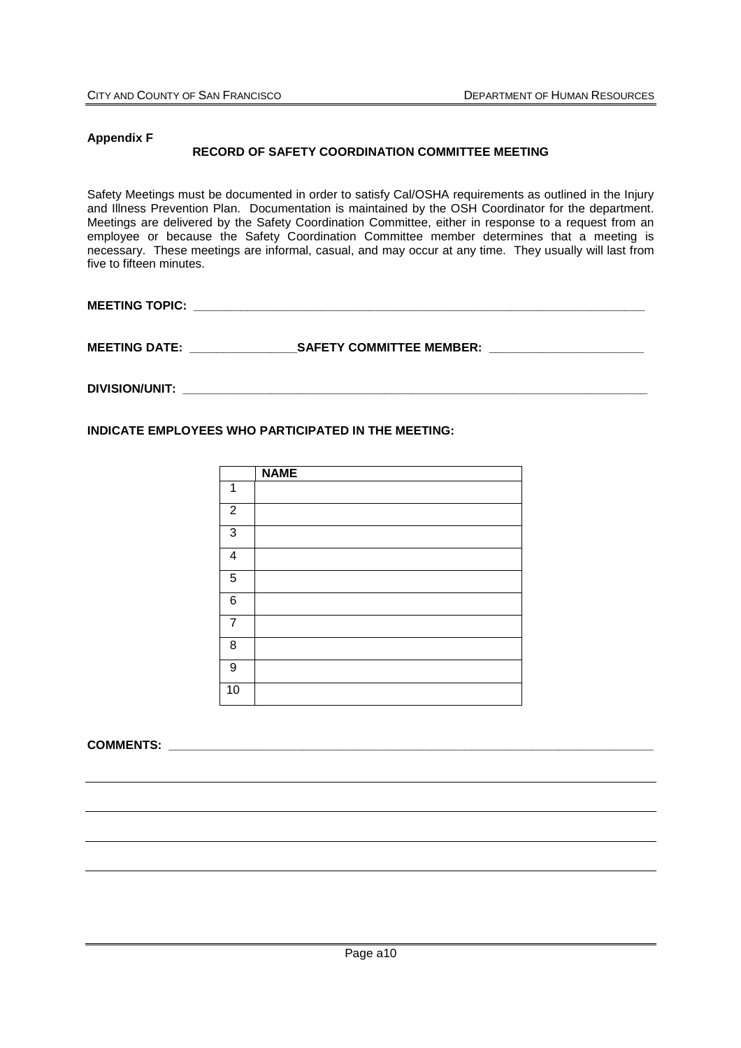**Appendix F**

## RECORD OF SAFETY COORDINATION COMMITTEE MEETING

Safety Meetings must be documented in order to satisfy Cal/OSHA requirements as outlined in the Injury and Illness Prevention Plan. Documentation is maintained by the OSH Coordinator for the department. Meetings are delivered by the Safety Coordination Committee, either in response to a request from an employee or because the Safety Coordination Committee member determines that a meeting is necessary. These meetings are informal, casual, and may occur at any time. They usually will last from five to fifteen minutes.

**MEETING TOPIC:** ______________________________________________________________________

**MEETING DATE:** ________________**SAFETY COMMITTEE MEMBER:** _______________________

**DIVISION/UNIT:** _______________________________________________________________________

**INDICATE EMPLOYEES WHO PARTICIPATED IN THE MEETING:**

| | **NAME** |
|---|---|
| 1 | |
| 2 | |
| 3 | |
| 4 | |
| 5 | |
| 6 | |
| 7 | |
| 8 | |
| 9 | |
| 10 | |

**COMMENTS:** ___________________________________________________________________________

___________________________________________________________________________________________

___________________________________________________________________________________________

___________________________________________________________________________________________

___________________________________________________________________________________________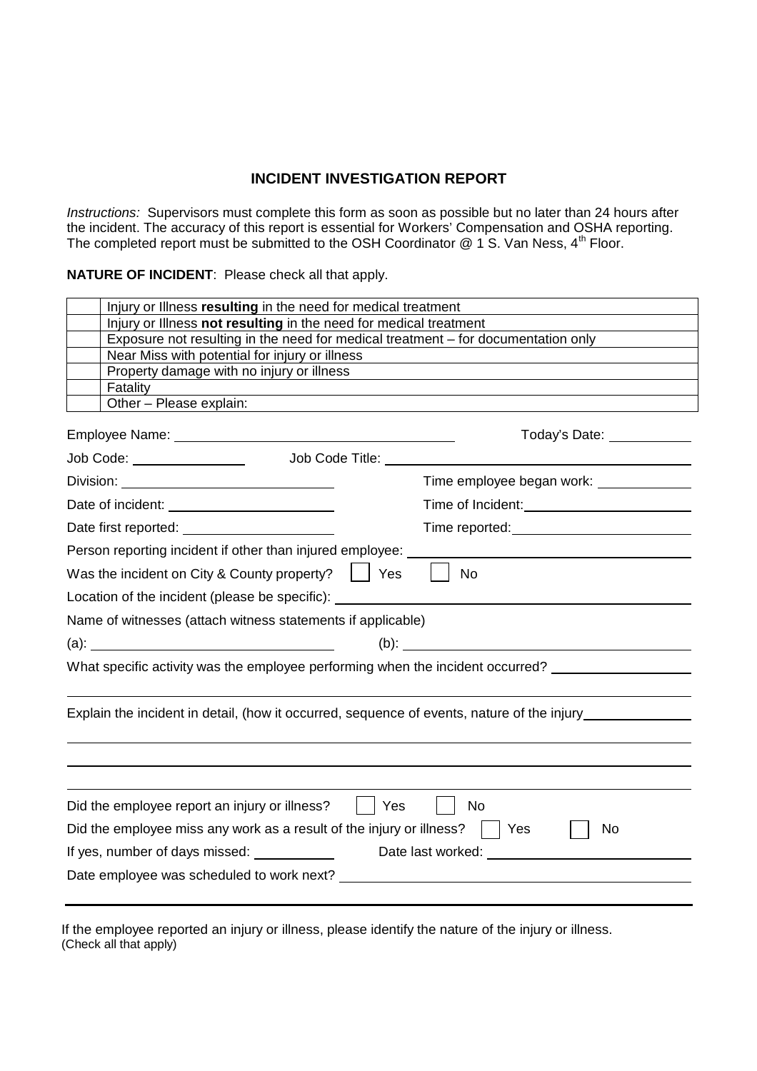## INCIDENT INVESTIGATION REPORT

*Instructions:* Supervisors must complete this form as soon as possible but no later than 24 hours after the incident. The accuracy of this report is essential for Workers' Compensation and OSHA reporting. The completed report must be submitted to the OSH Coordinator @ 1 S. Van Ness, 4th Floor.

**NATURE OF INCIDENT**: Please check all that apply.

| | |
|---|---|
| ☐ | Injury or Illness **resulting** in the need for medical treatment |
| ☐ | Injury or Illness **not resulting** in the need for medical treatment |
| ☐ | Exposure not resulting in the need for medical treatment – for documentation only |
| ☐ | Near Miss with potential for injury or illness |
| ☐ | Property damage with no injury or illness |
| ☐ | Fatality |
| ☐ | Other – Please explain: |

Employee Name: ______________________________ Today's Date: __________

Job Code: ______________ Job Code Title: ______________________________

Division: ______________________ Time employee began work: ___________

Date of incident: ______________________ Time of Incident: ______________________

Date first reported: ____________________ Time reported: ______________________

Person reporting incident if other than injured employee: ______________________________

Was the incident on City & County property? ☐ Yes ☐ No

Location of the incident (please be specific): ______________________________

Name of witnesses (attach witness statements if applicable)

(a): ______________________________ (b): ______________________________

What specific activity was the employee performing when the incident occurred? ________________

______________________________________________________________________

Explain the incident in detail, (how it occurred, sequence of events, nature of the injury____________

______________________________________________________________________

______________________________________________________________________

______________________________________________________________________

Did the employee report an injury or illness? ☐ Yes ☐ No

Did the employee miss any work as a result of the injury or illness? ☐ Yes ☐ No

If yes, number of days missed: __________ Date last worked: ______________________

Date employee was scheduled to work next? ______________________________

---

If the employee reported an injury or illness, please identify the nature of the injury or illness.
(Check all that apply)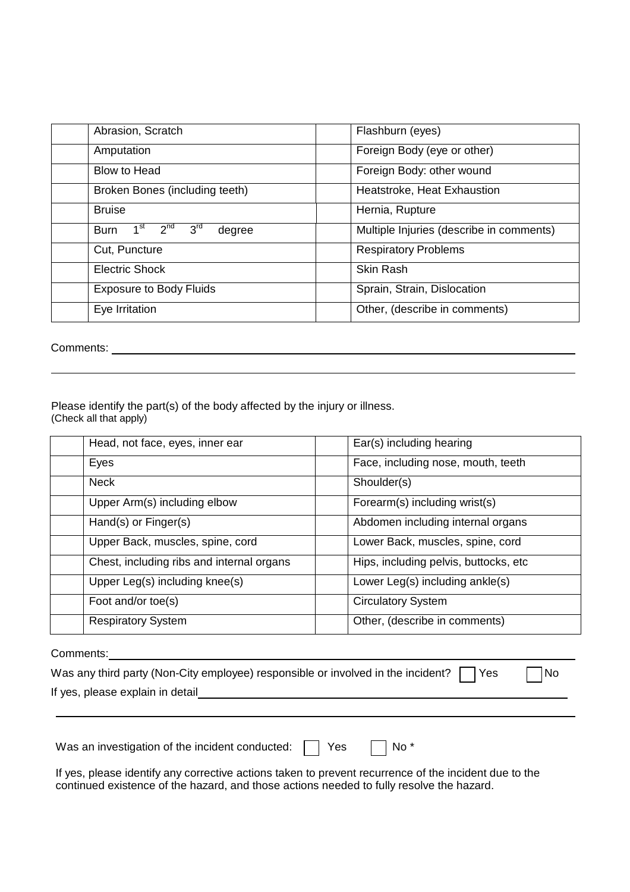| | | | |
|---|---|---|---|
| | Abrasion, Scratch | | Flashburn (eyes) |
| | Amputation | | Foreign Body (eye or other) |
| | Blow to Head | | Foreign Body: other wound |
| | Broken Bones (including teeth) | | Heatstroke, Heat Exhaustion |
| | Bruise | | Hernia, Rupture |
| | Burn 1st 2nd 3rd degree | | Multiple Injuries (describe in comments) |
| | Cut, Puncture | | Respiratory Problems |
| | Electric Shock | | Skin Rash |
| | Exposure to Body Fluids | | Sprain, Strain, Dislocation |
| | Eye Irritation | | Other, (describe in comments) |

Comments: ______________________________________________________________________

______________________________________________________________________

Please identify the part(s) of the body affected by the injury or illness.
(Check all that apply)

| | | | |
|---|---|---|---|
| | Head, not face, eyes, inner ear | | Ear(s) including hearing |
| | Eyes | | Face, including nose, mouth, teeth |
| | Neck | | Shoulder(s) |
| | Upper Arm(s) including elbow | | Forearm(s) including wrist(s) |
| | Hand(s) or Finger(s) | | Abdomen including internal organs |
| | Upper Back, muscles, spine, cord | | Lower Back, muscles, spine, cord |
| | Chest, including ribs and internal organs | | Hips, including pelvis, buttocks, etc |
| | Upper Leg(s) including knee(s) | | Lower Leg(s) including ankle(s) |
| | Foot and/or toe(s) | | Circulatory System |
| | Respiratory System | | Other, (describe in comments) |

Comments: ______________________________________________________________________

Was any third party (Non-City employee) responsible or involved in the incident? ☐ Yes ☐ No

If yes, please explain in detail ______________________________________________________

______________________________________________________________________

Was an investigation of the incident conducted: ☐ Yes ☐ No *

If yes, please identify any corrective actions taken to prevent recurrence of the incident due to the continued existence of the hazard, and those actions needed to fully resolve the hazard.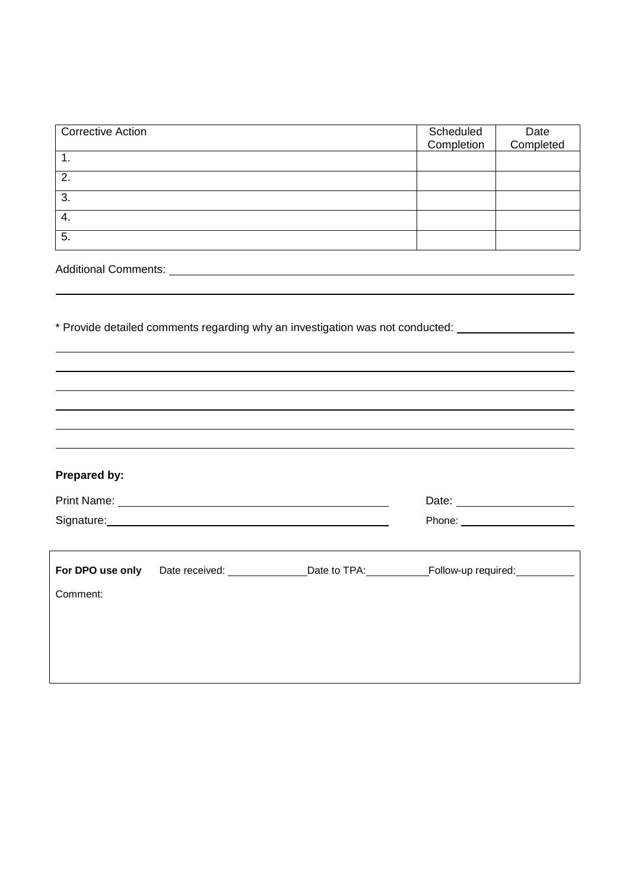| Corrective Action | Scheduled Completion | Date Completed |
| --- | --- | --- |
| 1. | | |
| 2. | | |
| 3. | | |
| 4. | | |
| 5. | | |

Additional Comments: ______________________________________________________________

______________________________________________________________

* Provide detailed comments regarding why an investigation was not conducted: ____________________

______________________________________________________________

______________________________________________________________

______________________________________________________________

______________________________________________________________

______________________________________________________________

______________________________________________________________

**Prepared by:**

Print Name: ______________________________ Date: ____________________

Signature: ______________________________ Phone: ____________________

**For DPO use only** Date received: ______________ Date to TPA: ___________ Follow-up required: __________

Comment: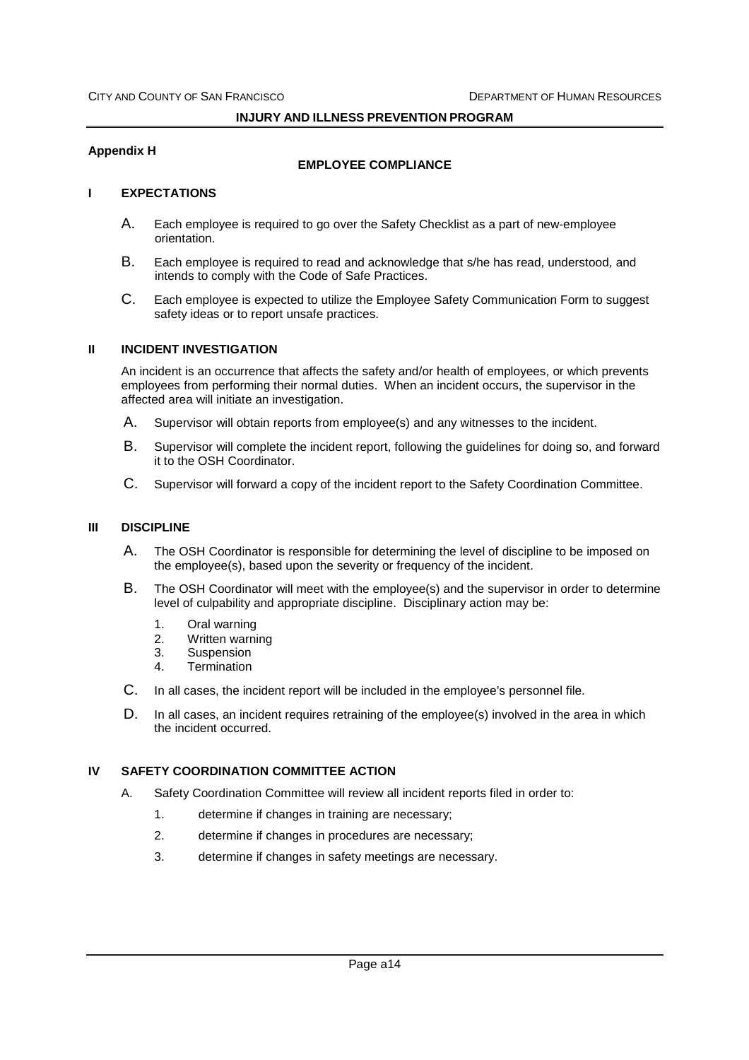**Appendix H**

## EMPLOYEE COMPLIANCE

### I EXPECTATIONS

A. Each employee is required to go over the Safety Checklist as a part of new-employee orientation.

B. Each employee is required to read and acknowledge that s/he has read, understood, and intends to comply with the Code of Safe Practices.

C. Each employee is expected to utilize the Employee Safety Communication Form to suggest safety ideas or to report unsafe practices.

### II INCIDENT INVESTIGATION

An incident is an occurrence that affects the safety and/or health of employees, or which prevents employees from performing their normal duties. When an incident occurs, the supervisor in the affected area will initiate an investigation.

A. Supervisor will obtain reports from employee(s) and any witnesses to the incident.

B. Supervisor will complete the incident report, following the guidelines for doing so, and forward it to the OSH Coordinator.

C. Supervisor will forward a copy of the incident report to the Safety Coordination Committee.

### III DISCIPLINE

A. The OSH Coordinator is responsible for determining the level of discipline to be imposed on the employee(s), based upon the severity or frequency of the incident.

B. The OSH Coordinator will meet with the employee(s) and the supervisor in order to determine level of culpability and appropriate discipline. Disciplinary action may be:

1. Oral warning
2. Written warning
3. Suspension
4. Termination

C. In all cases, the incident report will be included in the employee's personnel file.

D. In all cases, an incident requires retraining of the employee(s) involved in the area in which the incident occurred.

### IV SAFETY COORDINATION COMMITTEE ACTION

A. Safety Coordination Committee will review all incident reports filed in order to:

1. determine if changes in training are necessary;
2. determine if changes in procedures are necessary;
3. determine if changes in safety meetings are necessary.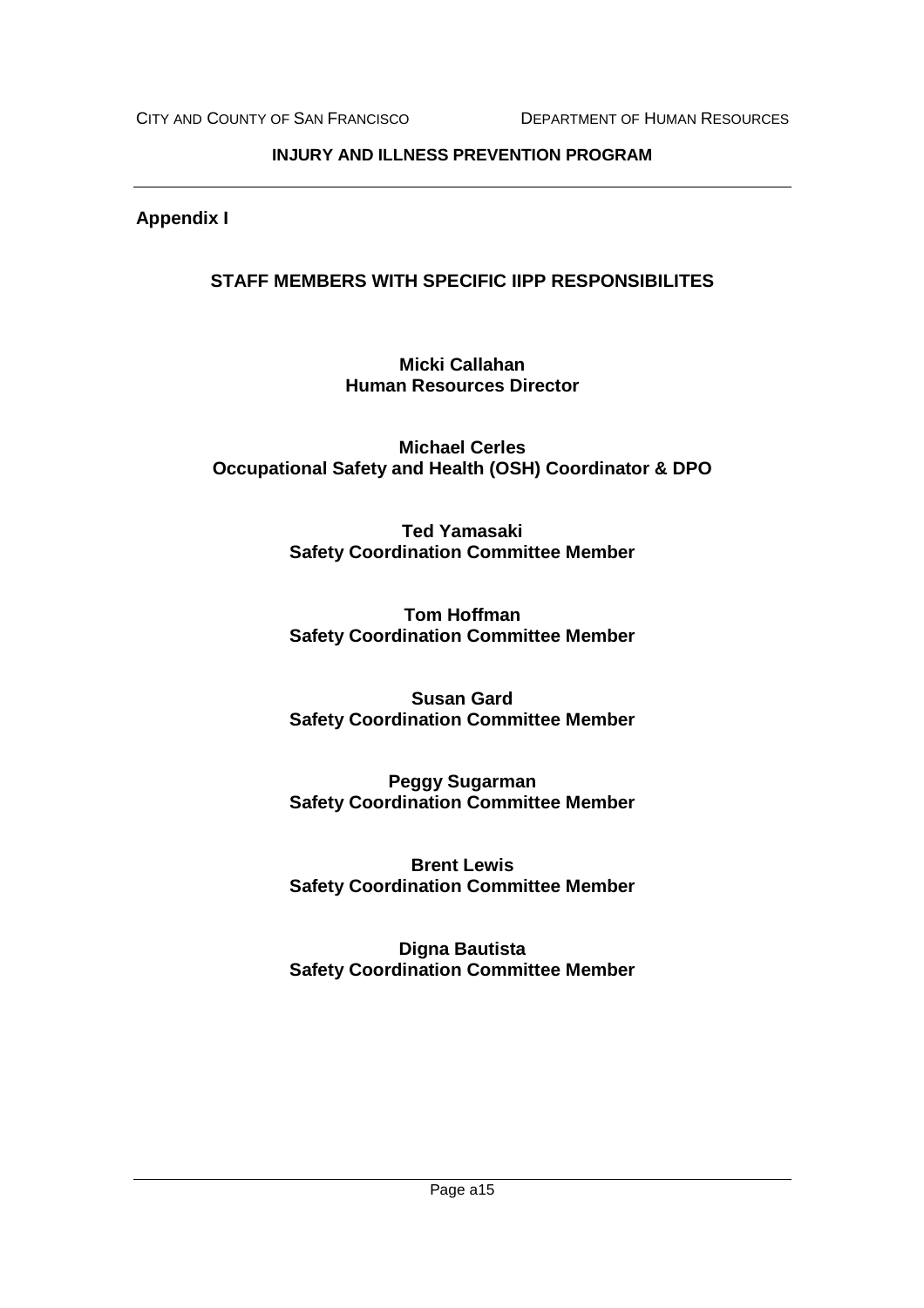## Appendix I

### STAFF MEMBERS WITH SPECIFIC IIPP RESPONSIBILITES

**Micki Callahan**
**Human Resources Director**

**Michael Cerles**
**Occupational Safety and Health (OSH) Coordinator & DPO**

**Ted Yamasaki**
**Safety Coordination Committee Member**

**Tom Hoffman**
**Safety Coordination Committee Member**

**Susan Gard**
**Safety Coordination Committee Member**

**Peggy Sugarman**
**Safety Coordination Committee Member**

**Brent Lewis**
**Safety Coordination Committee Member**

**Digna Bautista**
**Safety Coordination Committee Member**